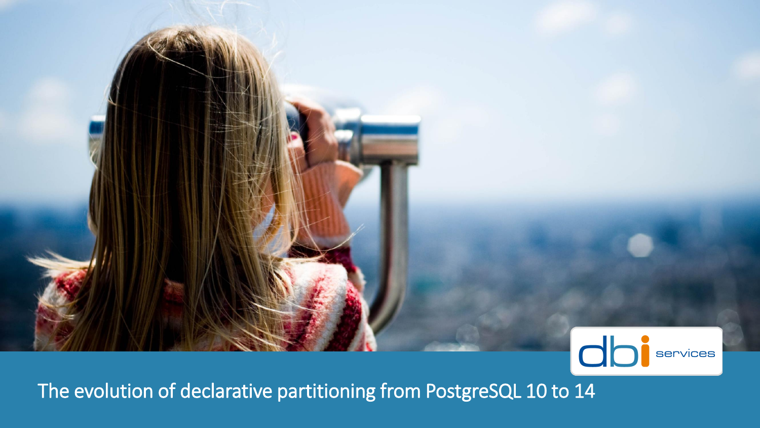# The evolution of declarative partitioning from PostgreSQL 10 to 14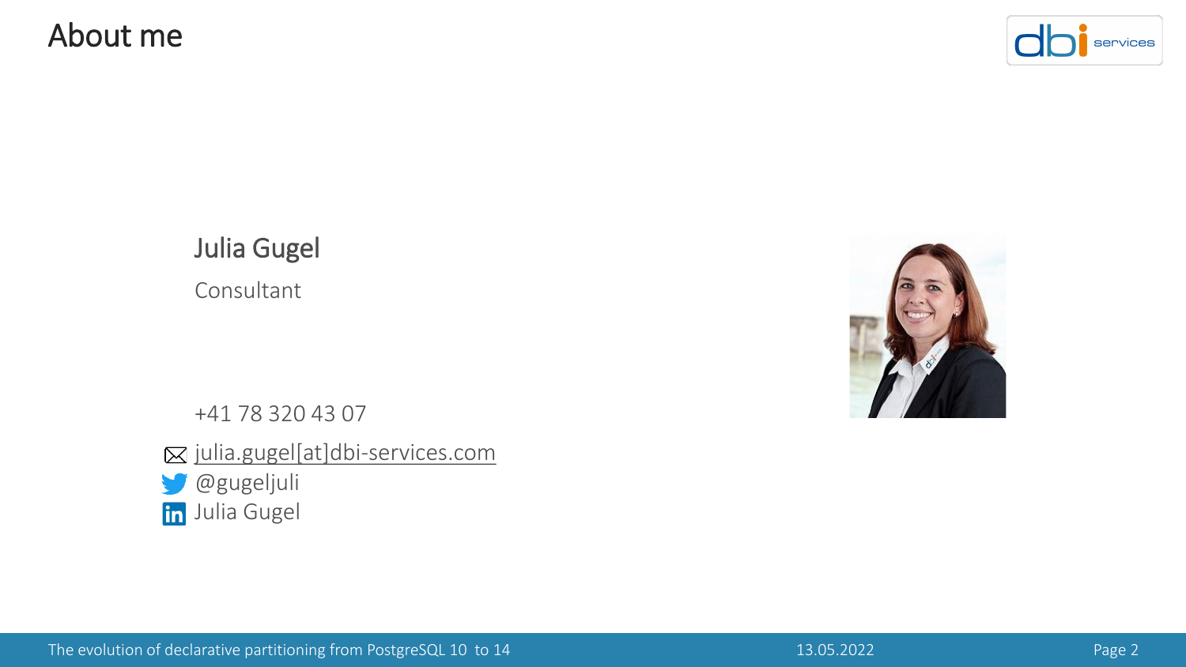# About me

## Julia Gugel

Consultant

+41 78 320 43 07

julia.gugel[at]dbi-services.com

@gugeljuli

Julia Gugel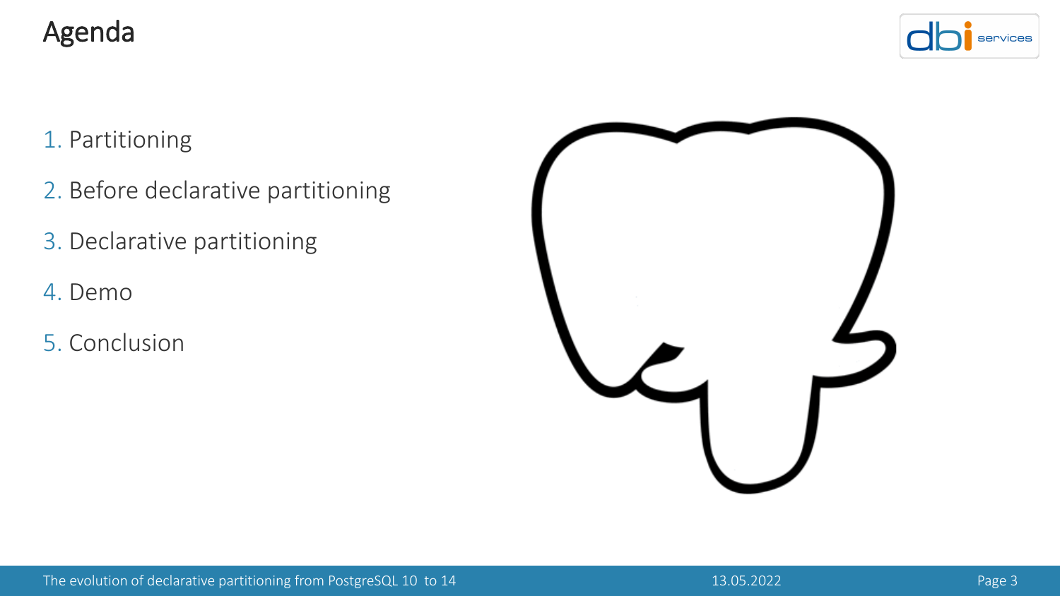# Agenda

1. Partitioning
2. Before declarative partitioning
3. Declarative partitioning
4. Demo
5. Conclusion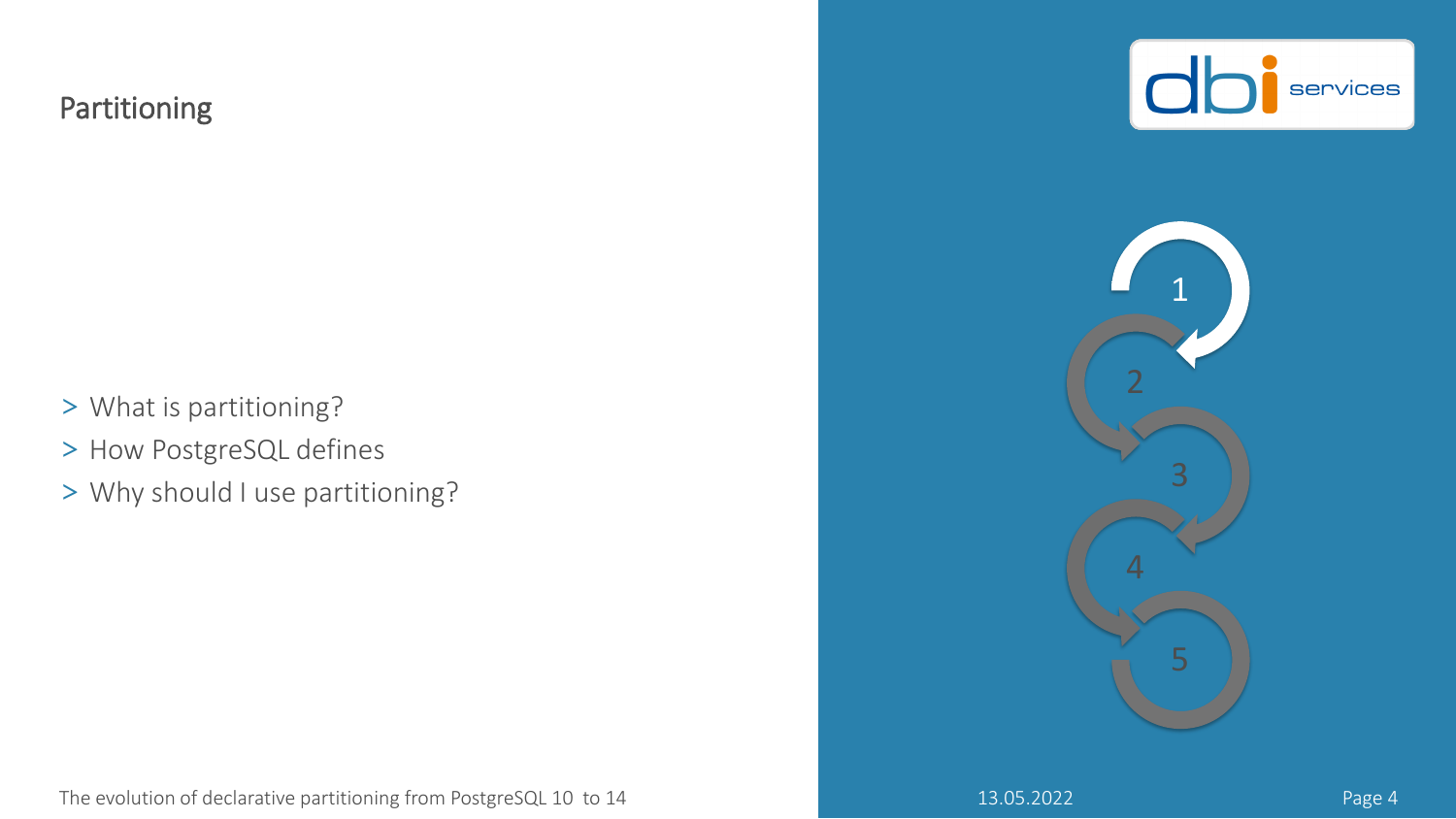# Partitioning

- What is partitioning?
- How PostgreSQL defines
- Why should I use partitioning?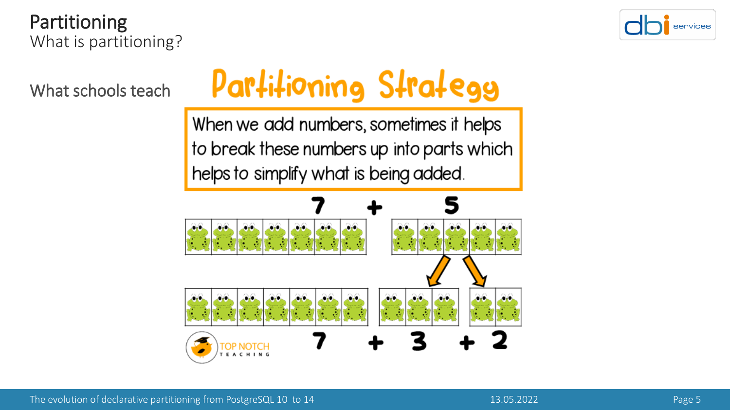# Partitioning

## What is partitioning?

What schools teach

**Partitioning Strategy**

When we add numbers, sometimes it helps to break these numbers up into parts which helps to simplify what is being added.

7 + 5

7 + 3 + 2

TOP NOTCH TEACHING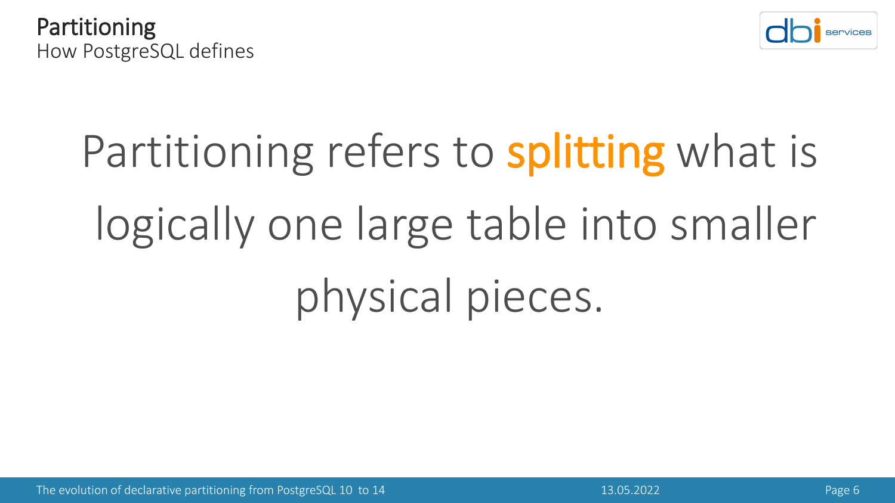# Partitioning

## How PostgreSQL defines

Partitioning refers to splitting what is logically one large table into smaller physical pieces.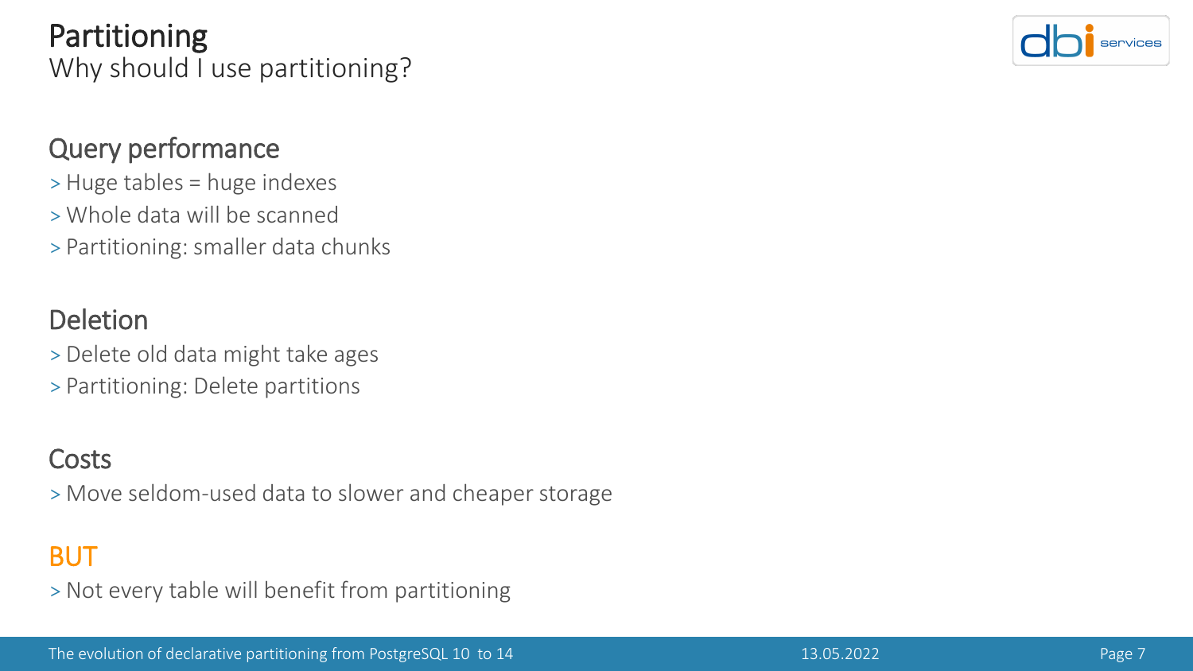# Partitioning

Why should I use partitioning?

## Query performance

> Huge tables = huge indexes
> Whole data will be scanned
> Partitioning: smaller data chunks

## Deletion

> Delete old data might take ages
> Partitioning: Delete partitions

## Costs

> Move seldom-used data to slower and cheaper storage

## BUT

> Not every table will benefit from partitioning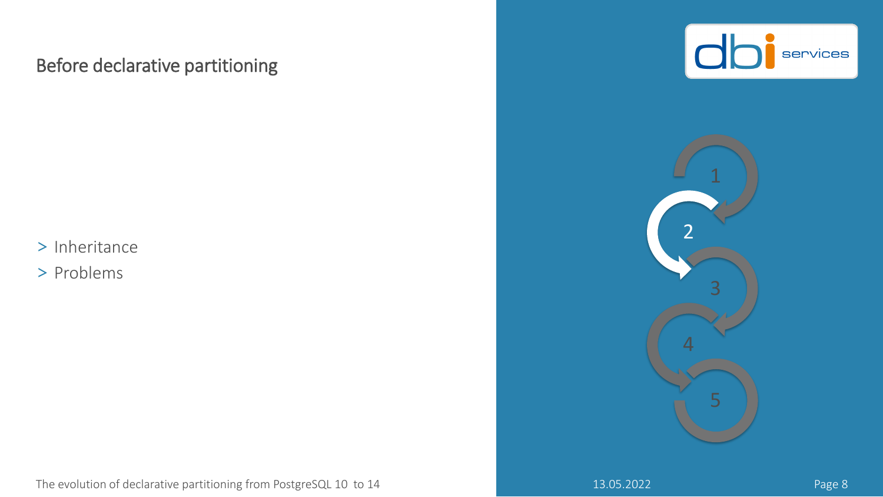# Before declarative partitioning

> Inheritance
> Problems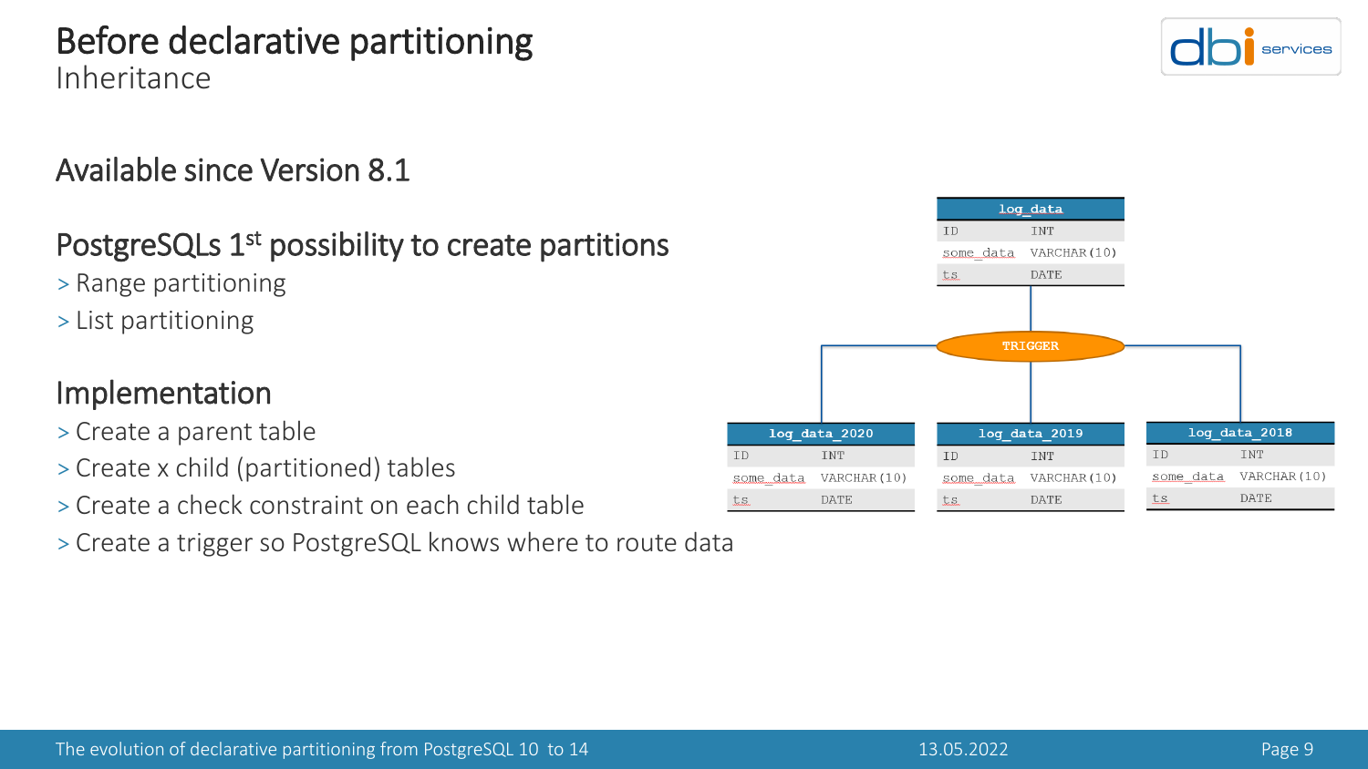# Before declarative partitioning

Inheritance

## Available since Version 8.1

## PostgreSQLs 1st possibility to create partitions

- Range partitioning
- List partitioning

## Implementation

- Create a parent table
- Create x child (partitioned) tables
- Create a check constraint on each child table
- Create a trigger so PostgreSQL knows where to route data

| log_data | |
|---|---|
| ID | INT |
| some_data | VARCHAR(10) |
| ts | DATE |

TRIGGER

| log_data_2020 | |
|---|---|
| ID | INT |
| some_data | VARCHAR(10) |
| ts | DATE |

| log_data_2019 | |
|---|---|
| ID | INT |
| some_data | VARCHAR(10) |
| ts | DATE |

| log_data_2018 | |
|---|---|
| ID | INT |
| some_data | VARCHAR(10) |
| ts | DATE |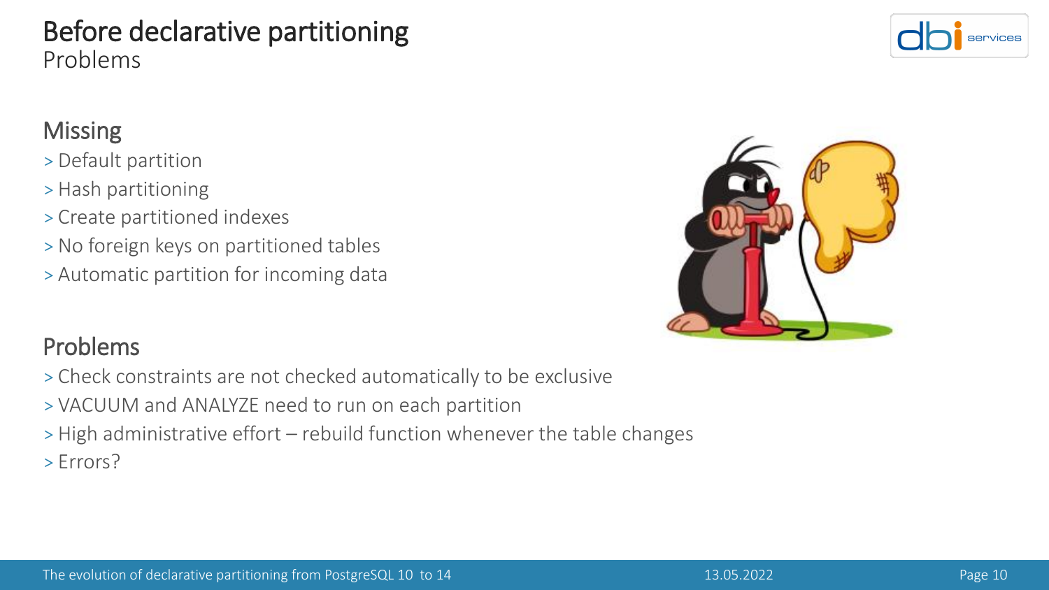# Before declarative partitioning

Problems

## Missing

> Default partition
> Hash partitioning
> Create partitioned indexes
> No foreign keys on partitioned tables
> Automatic partition for incoming data

## Problems

> Check constraints are not checked automatically to be exclusive
> VACUUM and ANALYZE need to run on each partition
> High administrative effort – rebuild function whenever the table changes
> Errors?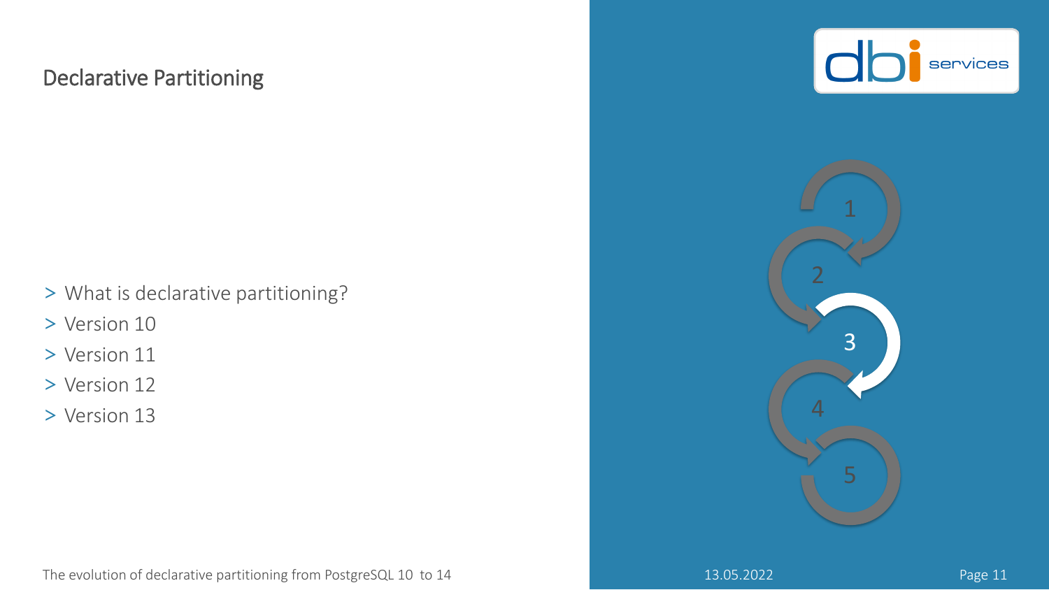# Declarative Partitioning

- What is declarative partitioning?
- Version 10
- Version 11
- Version 12
- Version 13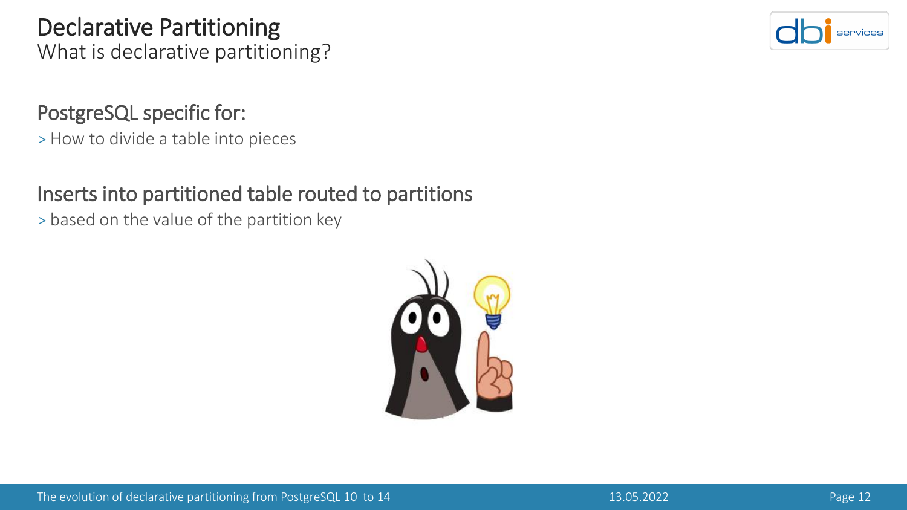# Declarative Partitioning

What is declarative partitioning?

## PostgreSQL specific for:

> How to divide a table into pieces

## Inserts into partitioned table routed to partitions

> based on the value of the partition key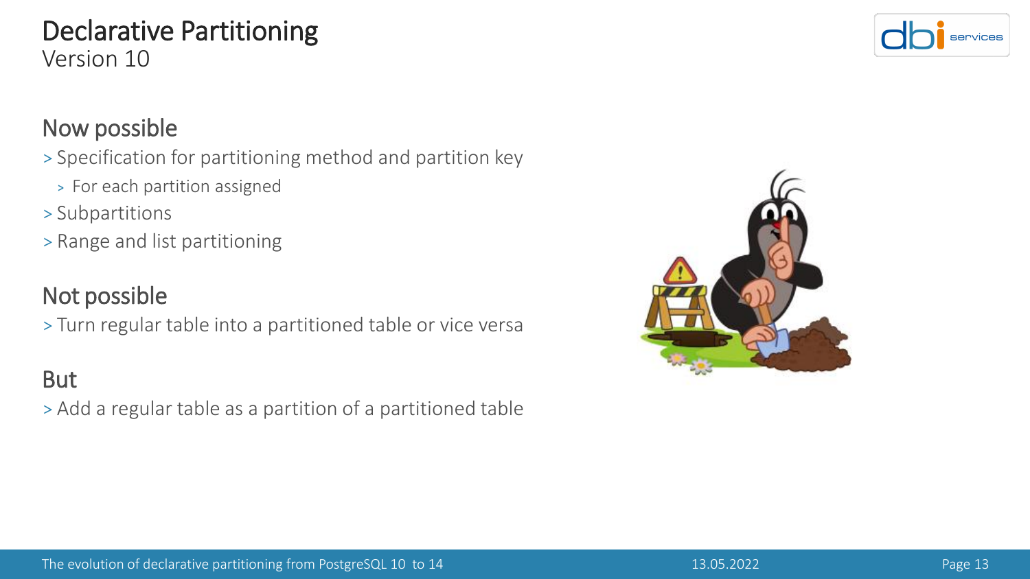# Declarative Partitioning

Version 10

## Now possible

- Specification for partitioning method and partition key
  - For each partition assigned
- Subpartitions
- Range and list partitioning

## Not possible

- Turn regular table into a partitioned table or vice versa

## But

- Add a regular table as a partition of a partitioned table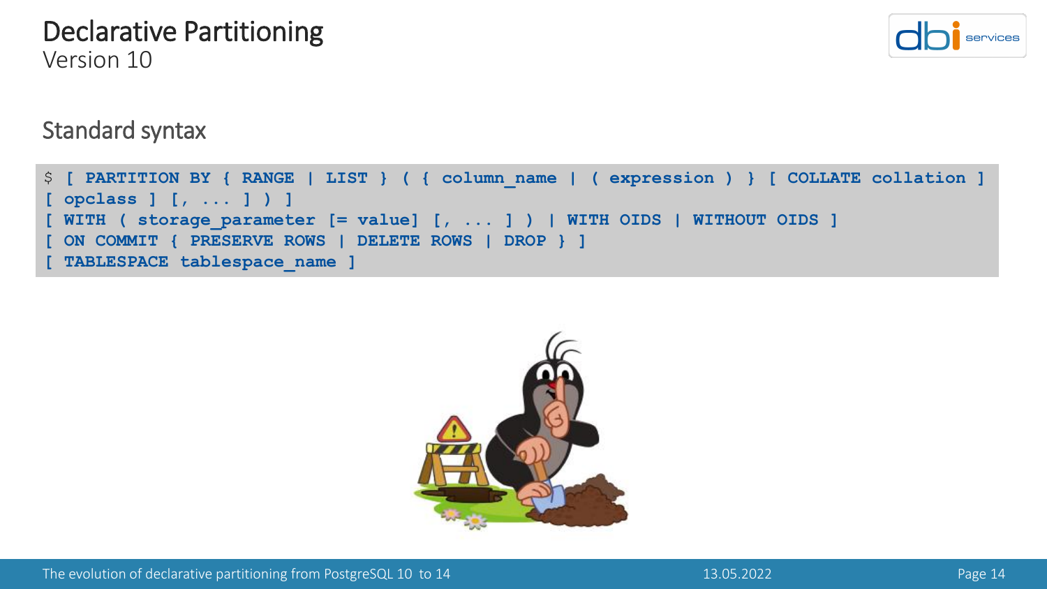# Declarative Partitioning

Version 10

## Standard syntax

```
$ [ PARTITION BY { RANGE | LIST } ( { column_name | ( expression ) } [ COLLATE collation ]
[ opclass ] [, ... ] ) ]
[ WITH ( storage_parameter [= value] [, ... ] ) | WITH OIDS | WITHOUT OIDS ]
[ ON COMMIT { PRESERVE ROWS | DELETE ROWS | DROP } ]
[ TABLESPACE tablespace_name ]
```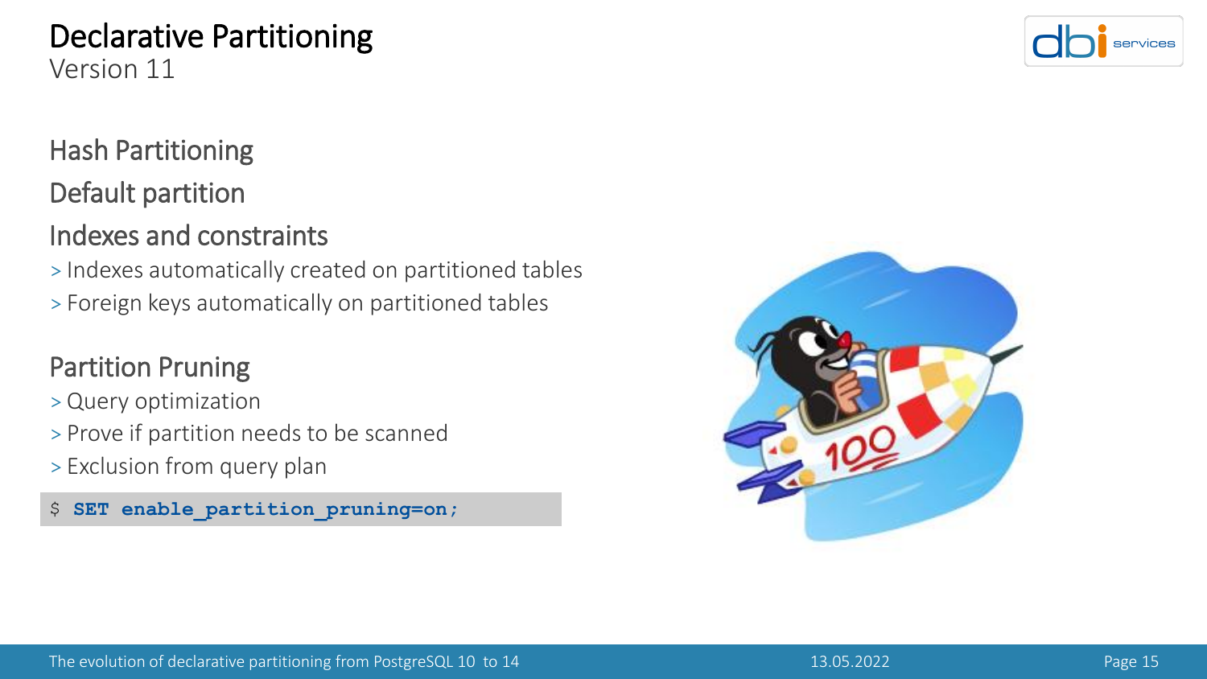# Declarative Partitioning

Version 11

## Hash Partitioning

## Default partition

## Indexes and constraints

> Indexes automatically created on partitioned tables

> Foreign keys automatically on partitioned tables

## Partition Pruning

> Query optimization

> Prove if partition needs to be scanned

> Exclusion from query plan

```
$ SET enable_partition_pruning=on;
```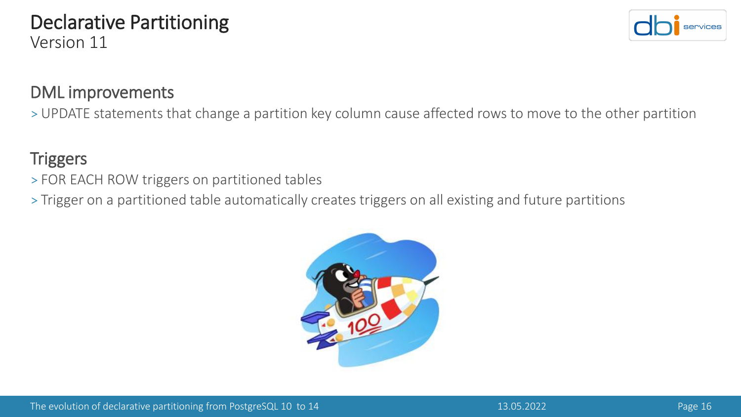# Declarative Partitioning

Version 11

## DML improvements

> UPDATE statements that change a partition key column cause affected rows to move to the other partition

## Triggers

> FOR EACH ROW triggers on partitioned tables

> Trigger on a partitioned table automatically creates triggers on all existing and future partitions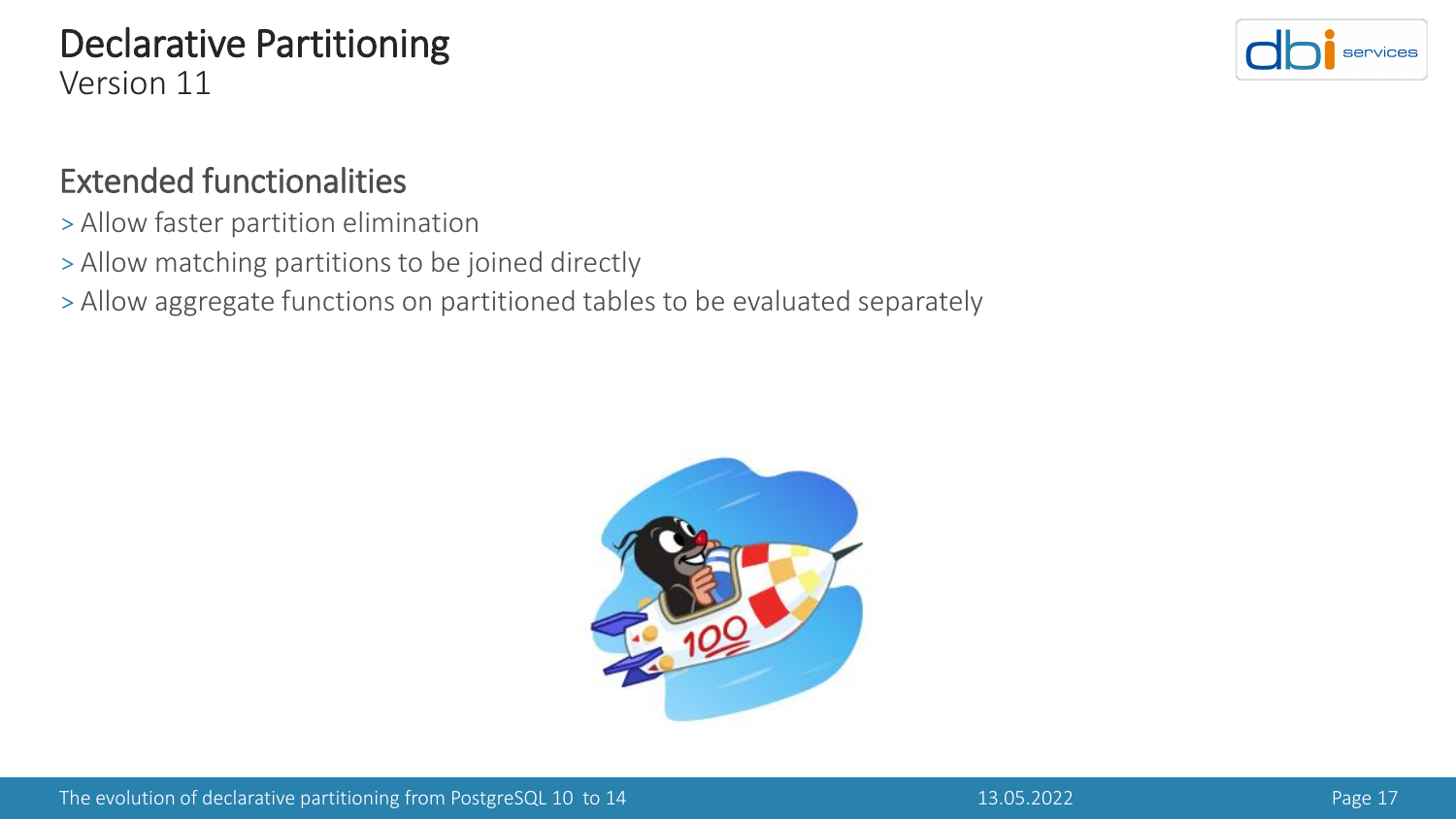# Declarative Partitioning

Version 11

## Extended functionalities

> Allow faster partition elimination
> Allow matching partitions to be joined directly
> Allow aggregate functions on partitioned tables to be evaluated separately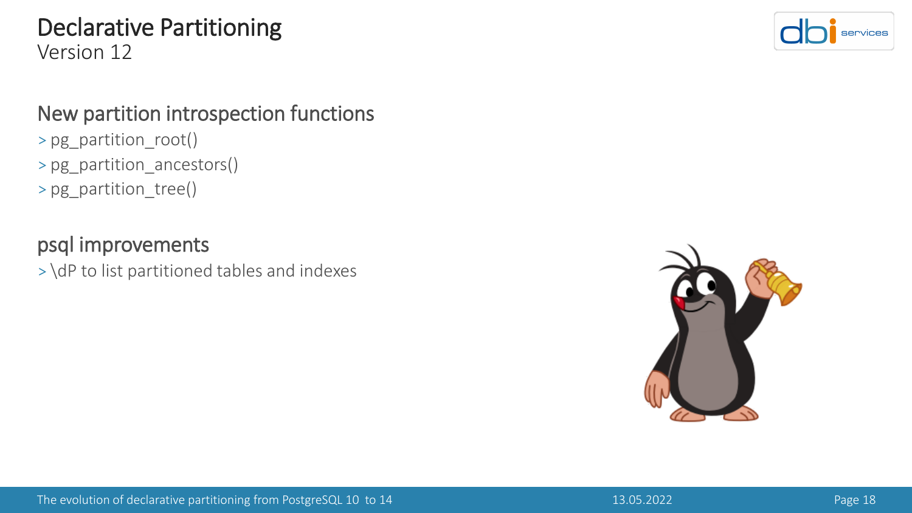# Declarative Partitioning
Version 12

## New partition introspection functions

- pg_partition_root()
- pg_partition_ancestors()
- pg_partition_tree()

## psql improvements

- \dP to list partitioned tables and indexes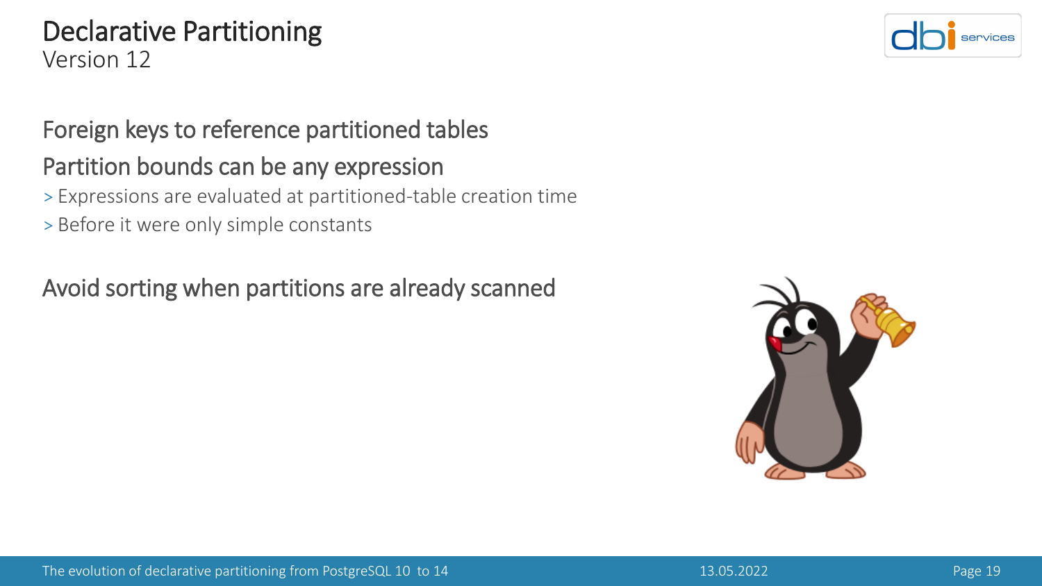# Declarative Partitioning

Version 12

## Foreign keys to reference partitioned tables

## Partition bounds can be any expression

- Expressions are evaluated at partitioned-table creation time
- Before it were only simple constants

## Avoid sorting when partitions are already scanned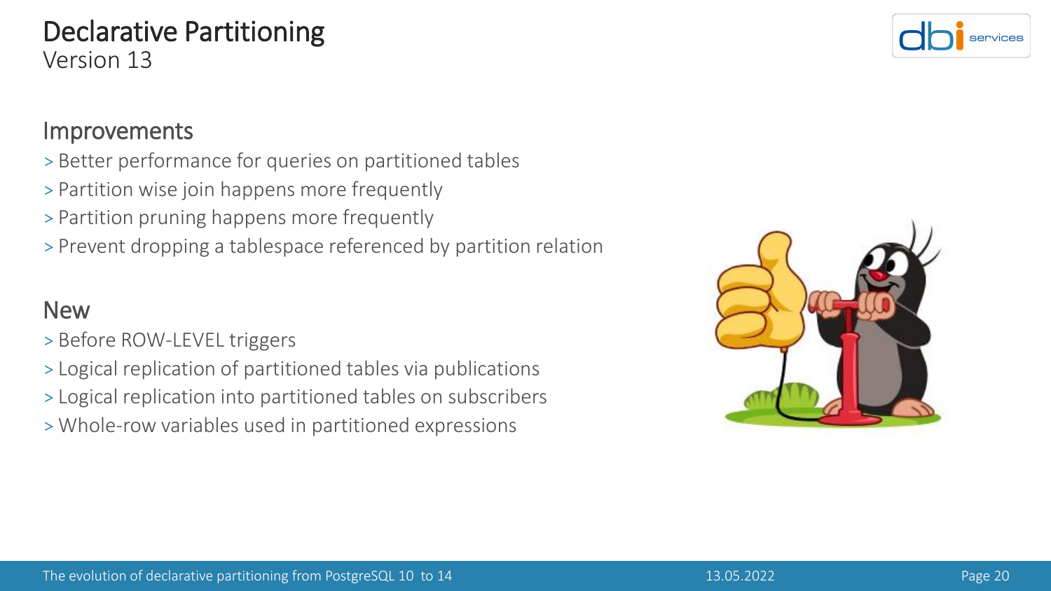# Declarative Partitioning

Version 13

## Improvements

> Better performance for queries on partitioned tables

> Partition wise join happens more frequently

> Partition pruning happens more frequently

> Prevent dropping a tablespace referenced by partition relation

## New

> Before ROW-LEVEL triggers

> Logical replication of partitioned tables via publications

> Logical replication into partitioned tables on subscribers

> Whole-row variables used in partitioned expressions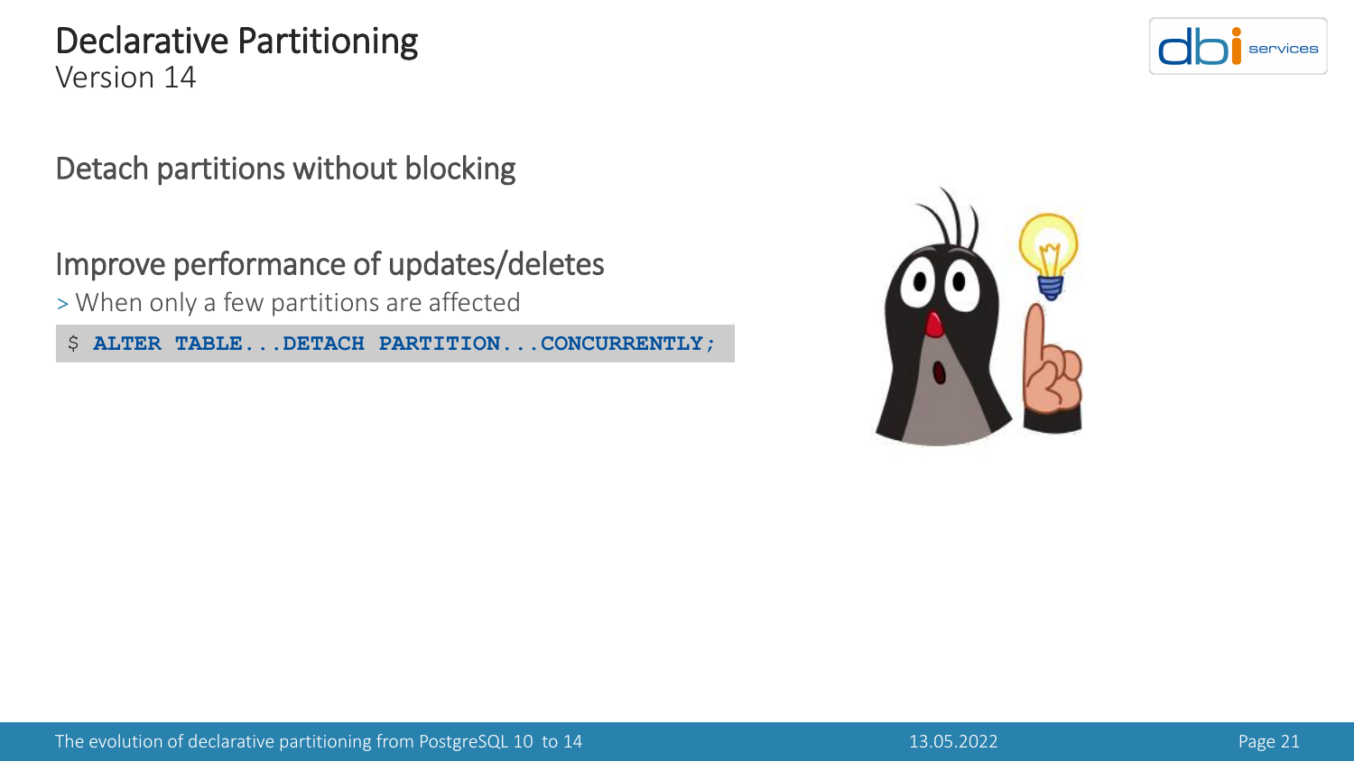# Declarative Partitioning

Version 14

## Detach partitions without blocking

## Improve performance of updates/deletes

> When only a few partitions are affected

```
$ ALTER TABLE...DETACH PARTITION...CONCURRENTLY;
```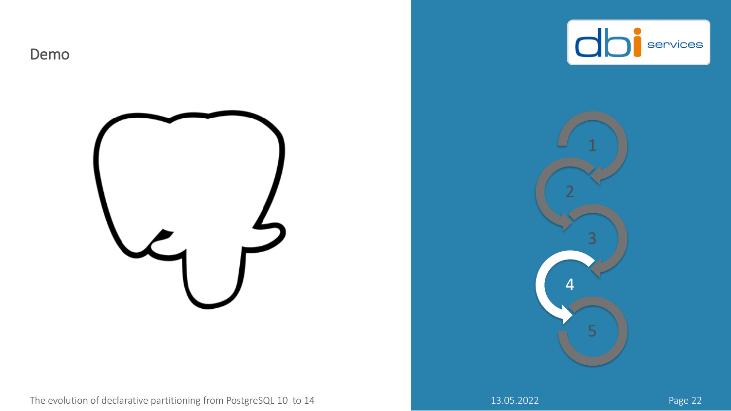# Demo

1

2

3

4

5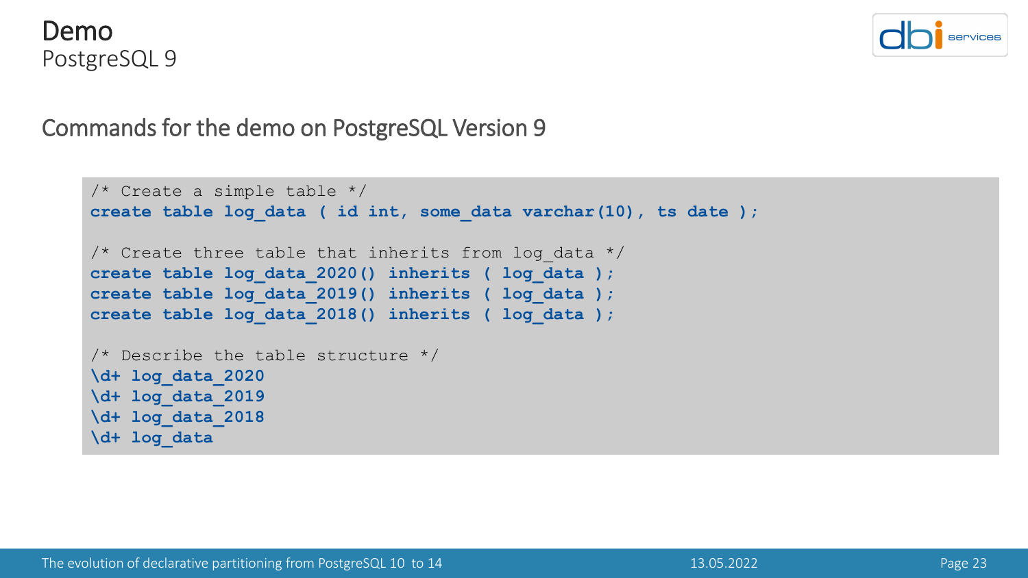# Demo

PostgreSQL 9

## Commands for the demo on PostgreSQL Version 9

```
/* Create a simple table */
create table log_data ( id int, some_data varchar(10), ts date );

/* Create three table that inherits from log_data */
create table log_data_2020() inherits ( log_data );
create table log_data_2019() inherits ( log_data );
create table log_data_2018() inherits ( log_data );

/* Describe the table structure */
\d+ log_data_2020
\d+ log_data_2019
\d+ log_data_2018
\d+ log_data
```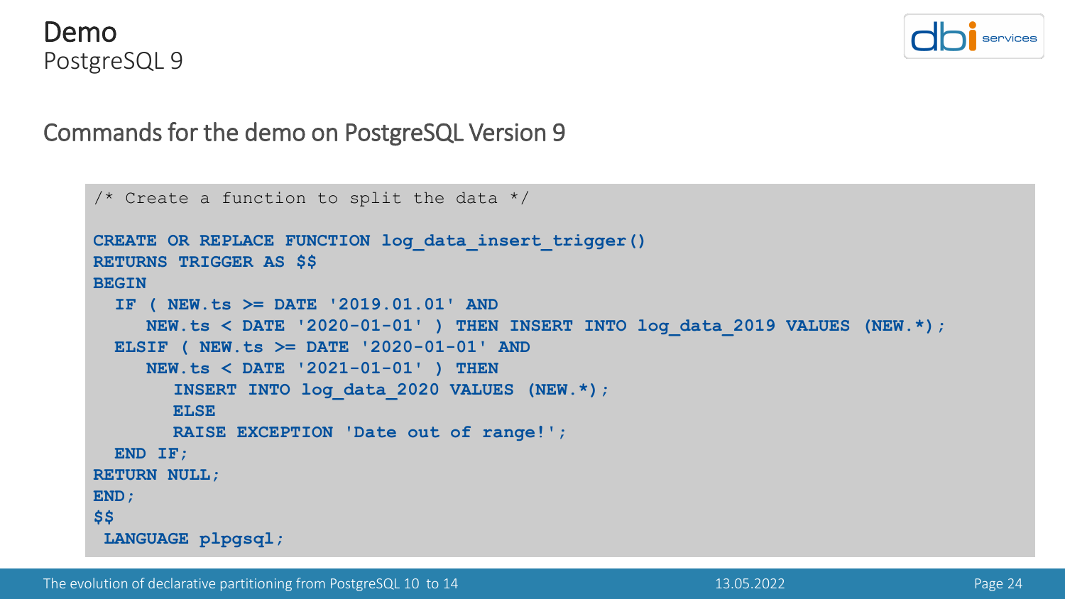# Demo

PostgreSQL 9

## Commands for the demo on PostgreSQL Version 9

```
/* Create a function to split the data */

CREATE OR REPLACE FUNCTION log_data_insert_trigger()
RETURNS TRIGGER AS $$
BEGIN
  IF ( NEW.ts >= DATE '2019.01.01' AND
     NEW.ts < DATE '2020-01-01' ) THEN INSERT INTO log_data_2019 VALUES (NEW.*);
  ELSIF ( NEW.ts >= DATE '2020-01-01' AND
     NEW.ts < DATE '2021-01-01' ) THEN
        INSERT INTO log_data_2020 VALUES (NEW.*);
        ELSE
        RAISE EXCEPTION 'Date out of range!';
  END IF;
RETURN NULL;
END;
$$
 LANGUAGE plpgsql;
```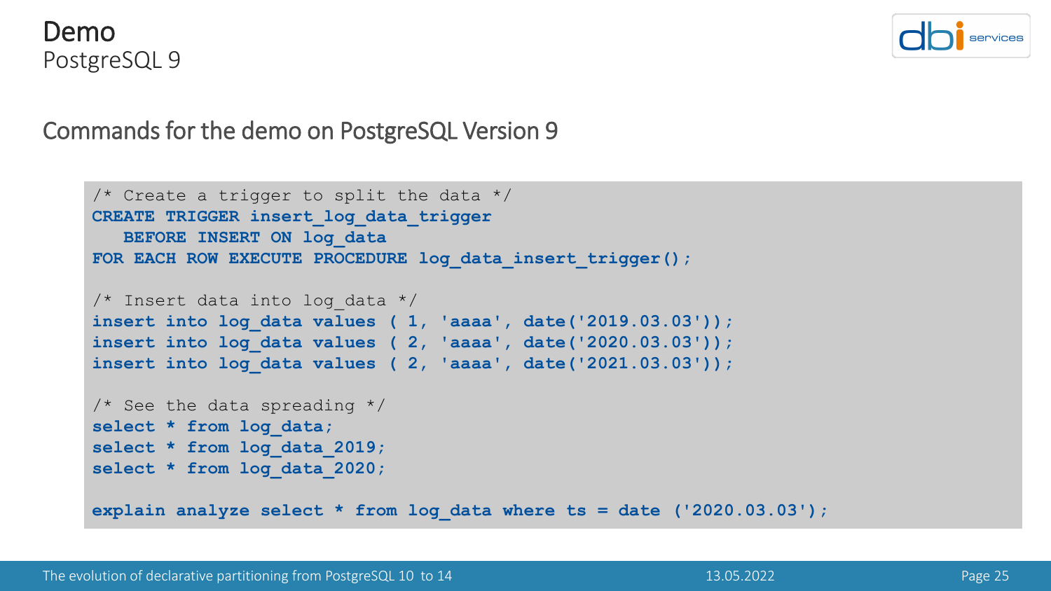# Demo
PostgreSQL 9

## Commands for the demo on PostgreSQL Version 9

```
/* Create a trigger to split the data */
CREATE TRIGGER insert_log_data_trigger
   BEFORE INSERT ON log_data
FOR EACH ROW EXECUTE PROCEDURE log_data_insert_trigger();

/* Insert data into log_data */
insert into log_data values ( 1, 'aaaa', date('2019.03.03'));
insert into log_data values ( 2, 'aaaa', date('2020.03.03'));
insert into log_data values ( 2, 'aaaa', date('2021.03.03'));

/* See the data spreading */
select * from log_data;
select * from log_data_2019;
select * from log_data_2020;

explain analyze select * from log_data where ts = date ('2020.03.03');
```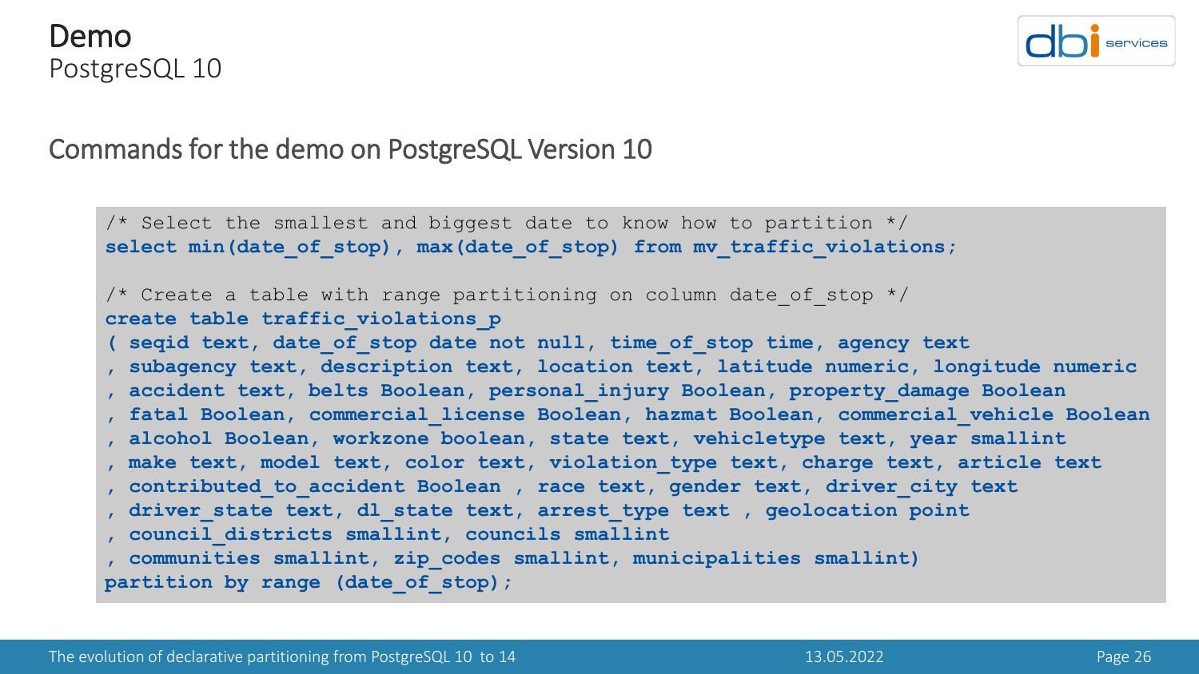# Demo

## PostgreSQL 10

### Commands for the demo on PostgreSQL Version 10

```
/* Select the smallest and biggest date to know how to partition */
select min(date_of_stop), max(date_of_stop) from mv_traffic_violations;

/* Create a table with range partitioning on column date_of_stop */
create table traffic_violations_p
( seqid text, date_of_stop date not null, time_of_stop time, agency text
, subagency text, description text, location text, latitude numeric, longitude numeric
, accident text, belts Boolean, personal_injury Boolean, property_damage Boolean
, fatal Boolean, commercial_license Boolean, hazmat Boolean, commercial_vehicle Boolean
, alcohol Boolean, workzone boolean, state text, vehicletype text, year smallint
, make text, model text, color text, violation_type text, charge text, article text
, contributed_to_accident Boolean , race text, gender text, driver_city text
, driver_state text, dl_state text, arrest_type text , geolocation point
, council_districts smallint, councils smallint
, communities smallint, zip_codes smallint, municipalities smallint)
partition by range (date_of_stop);
```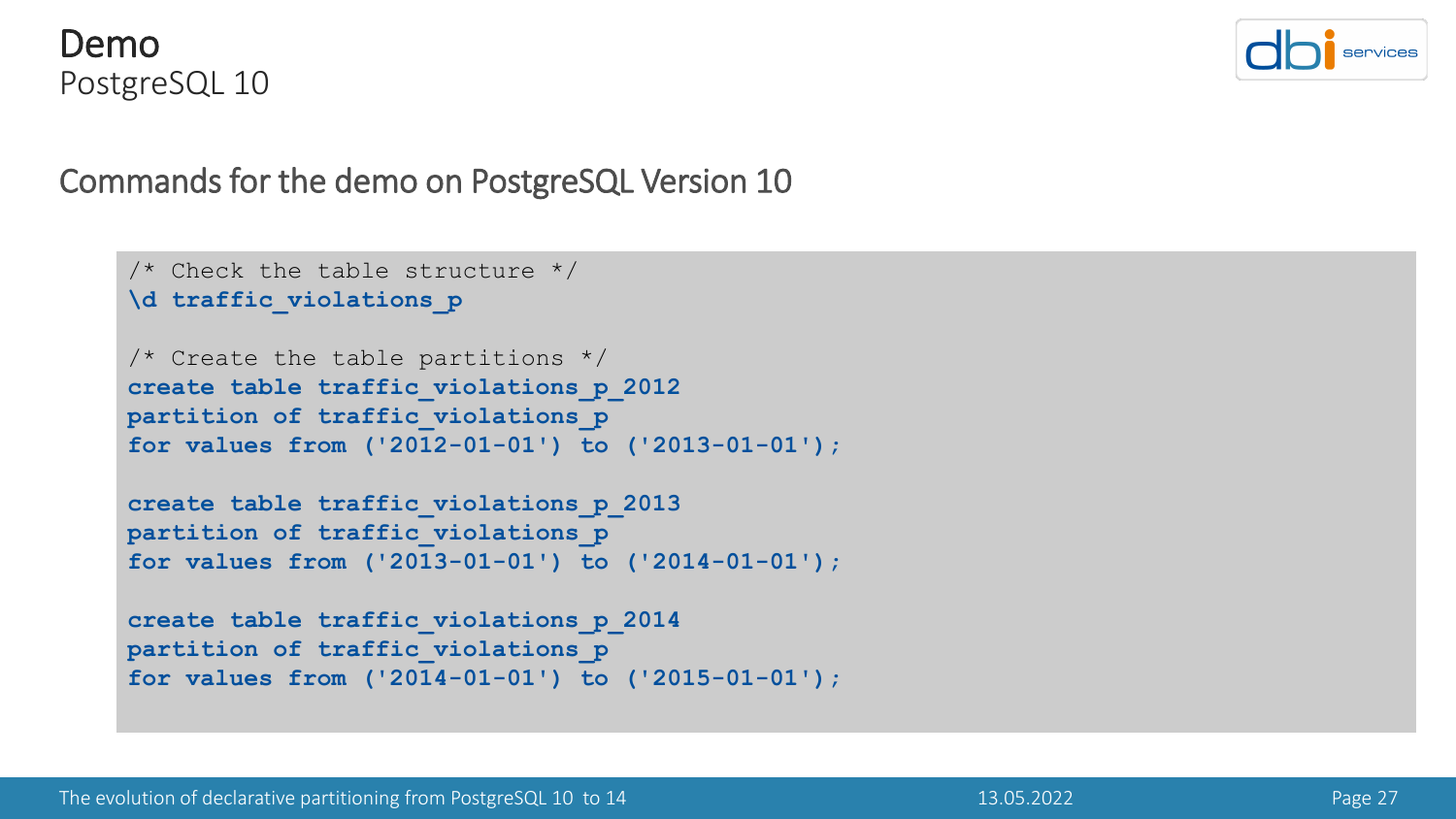# Demo
PostgreSQL 10

## Commands for the demo on PostgreSQL Version 10

```
/* Check the table structure */
\d traffic_violations_p

/* Create the table partitions */
create table traffic_violations_p_2012
partition of traffic_violations_p
for values from ('2012-01-01') to ('2013-01-01');

create table traffic_violations_p_2013
partition of traffic_violations_p
for values from ('2013-01-01') to ('2014-01-01');

create table traffic_violations_p_2014
partition of traffic_violations_p
for values from ('2014-01-01') to ('2015-01-01');
```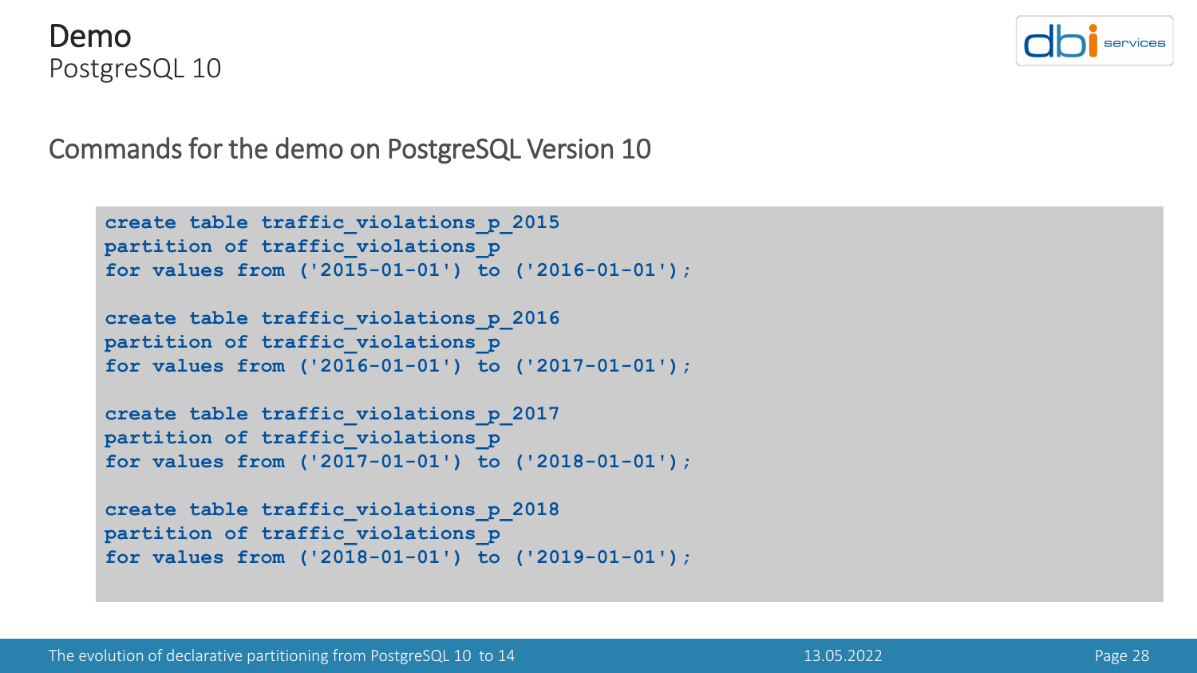# Demo
PostgreSQL 10

## Commands for the demo on PostgreSQL Version 10

```
create table traffic_violations_p_2015
partition of traffic_violations_p
for values from ('2015-01-01') to ('2016-01-01');

create table traffic_violations_p_2016
partition of traffic_violations_p
for values from ('2016-01-01') to ('2017-01-01');

create table traffic_violations_p_2017
partition of traffic_violations_p
for values from ('2017-01-01') to ('2018-01-01');

create table traffic_violations_p_2018
partition of traffic_violations_p
for values from ('2018-01-01') to ('2019-01-01');
```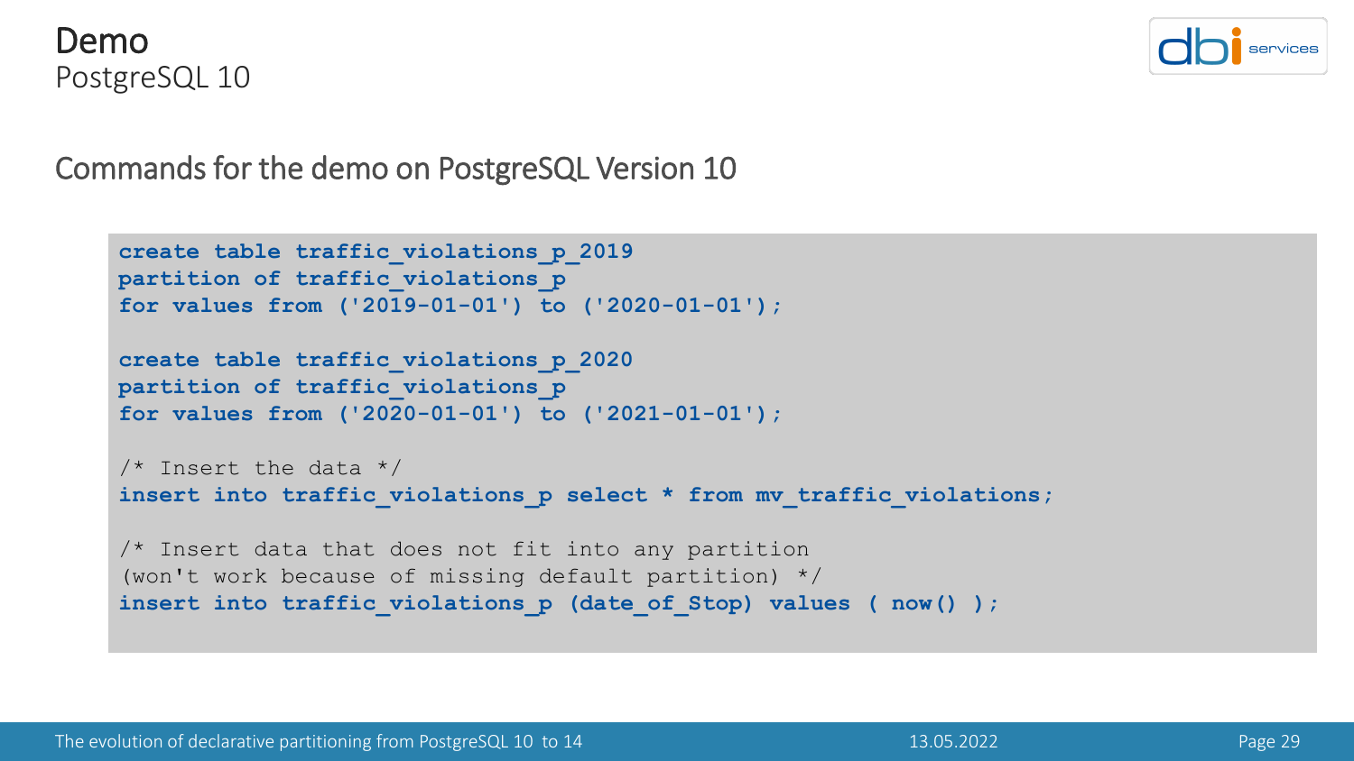# Demo

PostgreSQL 10

## Commands for the demo on PostgreSQL Version 10

```
create table traffic_violations_p_2019
partition of traffic_violations_p
for values from ('2019-01-01') to ('2020-01-01');

create table traffic_violations_p_2020
partition of traffic_violations_p
for values from ('2020-01-01') to ('2021-01-01');

/* Insert the data */
insert into traffic_violations_p select * from mv_traffic_violations;

/* Insert data that does not fit into any partition
(won't work because of missing default partition) */
insert into traffic_violations_p (date_of_Stop) values ( now() );
```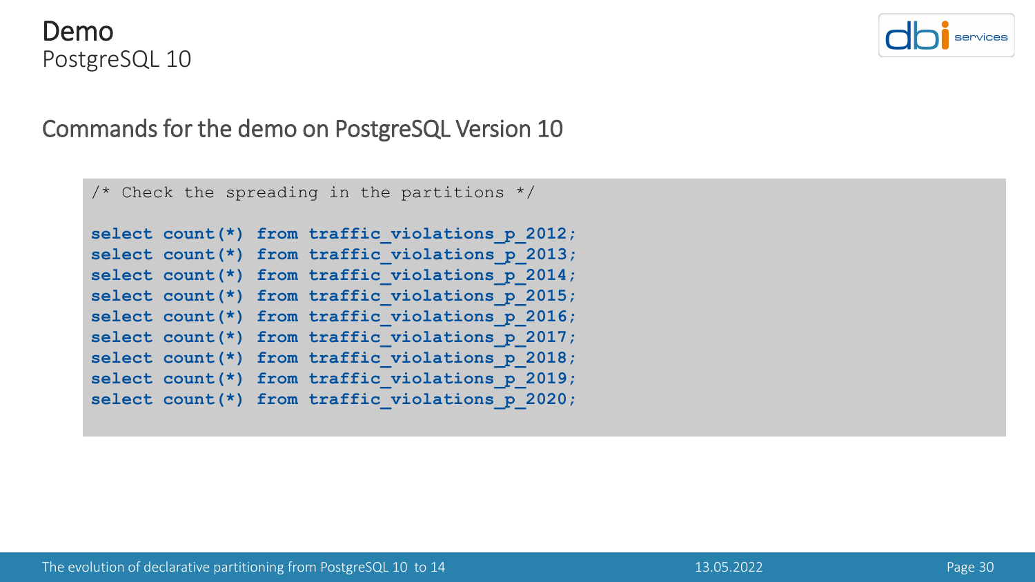# Demo
PostgreSQL 10

## Commands for the demo on PostgreSQL Version 10

```
/* Check the spreading in the partitions */

select count(*) from traffic_violations_p_2012;
select count(*) from traffic_violations_p_2013;
select count(*) from traffic_violations_p_2014;
select count(*) from traffic_violations_p_2015;
select count(*) from traffic_violations_p_2016;
select count(*) from traffic_violations_p_2017;
select count(*) from traffic_violations_p_2018;
select count(*) from traffic_violations_p_2019;
select count(*) from traffic_violations_p_2020;
```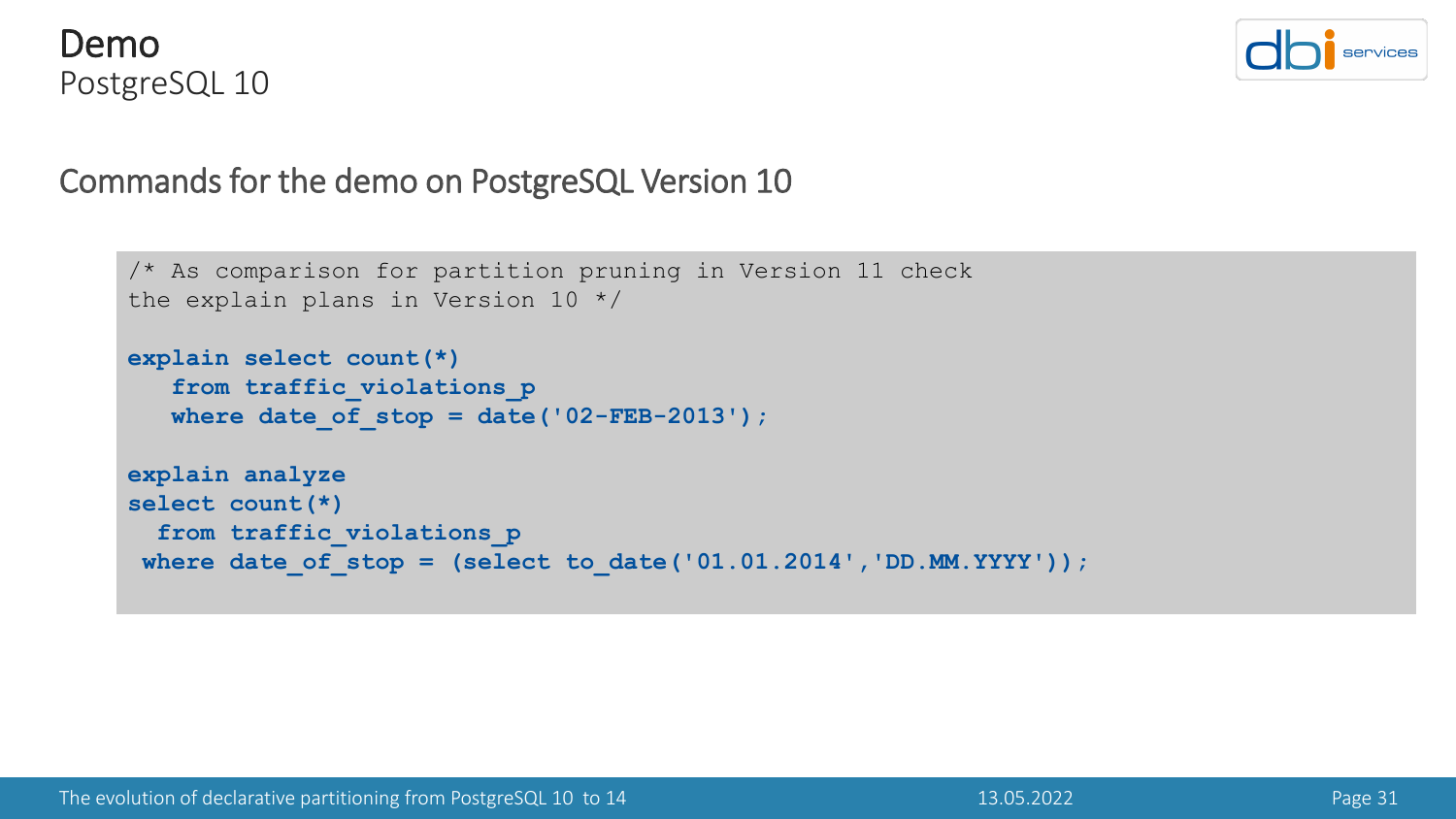# Demo

PostgreSQL 10

## Commands for the demo on PostgreSQL Version 10

```
/* As comparison for partition pruning in Version 11 check
the explain plans in Version 10 */

explain select count(*)
   from traffic_violations_p
   where date_of_stop = date('02-FEB-2013');

explain analyze
select count(*)
  from traffic_violations_p
 where date_of_stop = (select to_date('01.01.2014','DD.MM.YYYY'));
```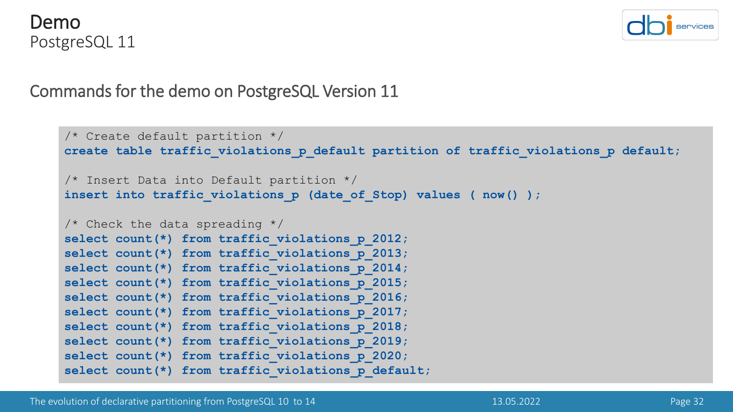# Demo

PostgreSQL 11

## Commands for the demo on PostgreSQL Version 11

```
/* Create default partition */
create table traffic_violations_p_default partition of traffic_violations_p default;

/* Insert Data into Default partition */
insert into traffic_violations_p (date_of_Stop) values ( now() );

/* Check the data spreading */
select count(*) from traffic_violations_p_2012;
select count(*) from traffic_violations_p_2013;
select count(*) from traffic_violations_p_2014;
select count(*) from traffic_violations_p_2015;
select count(*) from traffic_violations_p_2016;
select count(*) from traffic_violations_p_2017;
select count(*) from traffic_violations_p_2018;
select count(*) from traffic_violations_p_2019;
select count(*) from traffic_violations_p_2020;
select count(*) from traffic_violations_p_default;
```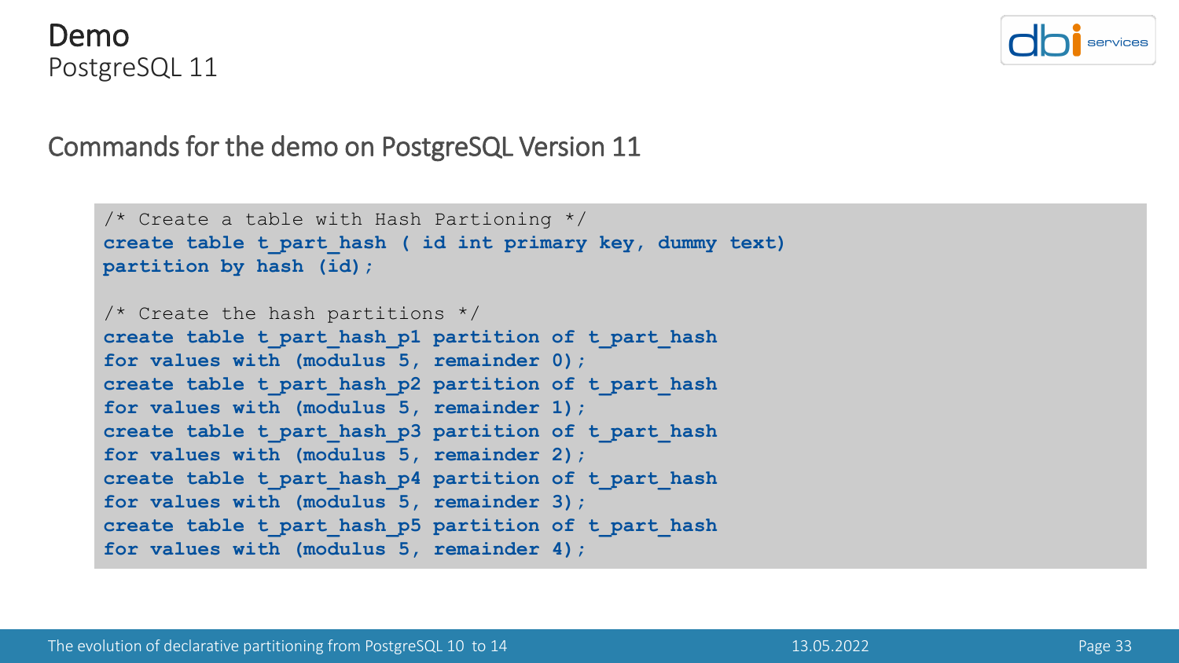# Demo

PostgreSQL 11

## Commands for the demo on PostgreSQL Version 11

```
/* Create a table with Hash Partioning */
create table t_part_hash ( id int primary key, dummy text)
partition by hash (id);

/* Create the hash partitions */
create table t_part_hash_p1 partition of t_part_hash
for values with (modulus 5, remainder 0);
create table t_part_hash_p2 partition of t_part_hash
for values with (modulus 5, remainder 1);
create table t_part_hash_p3 partition of t_part_hash
for values with (modulus 5, remainder 2);
create table t_part_hash_p4 partition of t_part_hash
for values with (modulus 5, remainder 3);
create table t_part_hash_p5 partition of t_part_hash
for values with (modulus 5, remainder 4);
```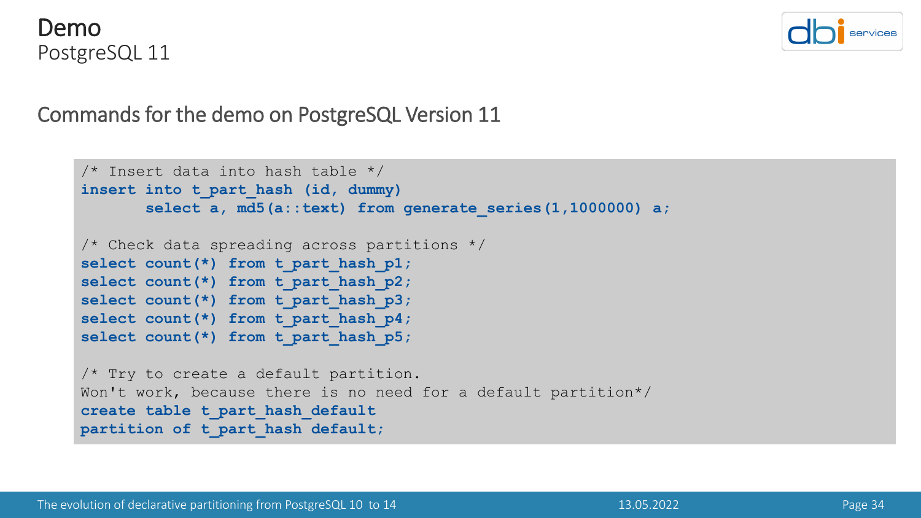# Demo

PostgreSQL 11

## Commands for the demo on PostgreSQL Version 11

```sql
/* Insert data into hash table */
insert into t_part_hash (id, dummy)
       select a, md5(a::text) from generate_series(1,1000000) a;

/* Check data spreading across partitions */
select count(*) from t_part_hash_p1;
select count(*) from t_part_hash_p2;
select count(*) from t_part_hash_p3;
select count(*) from t_part_hash_p4;
select count(*) from t_part_hash_p5;

/* Try to create a default partition.
Won't work, because there is no need for a default partition*/
create table t_part_hash_default
partition of t_part_hash default;
```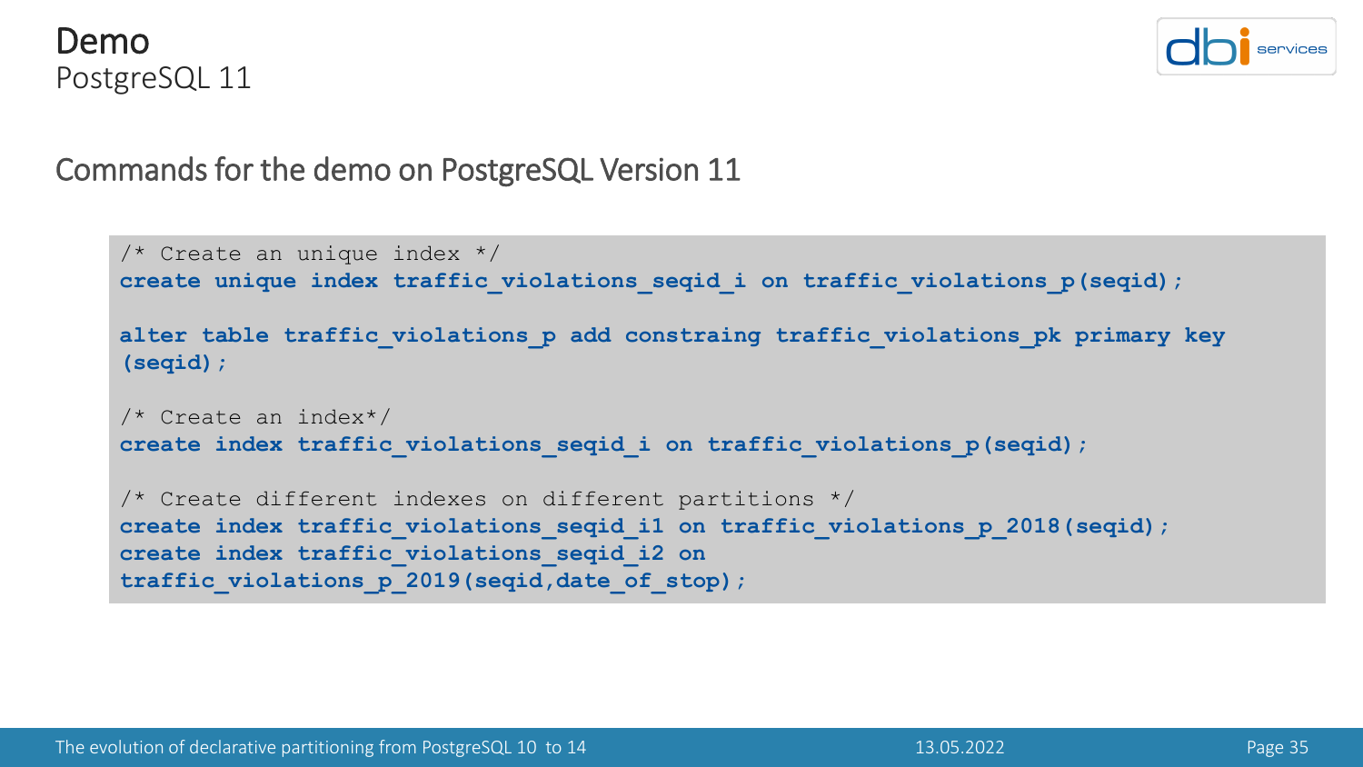# Demo

PostgreSQL 11

## Commands for the demo on PostgreSQL Version 11

```
/* Create an unique index */
create unique index traffic_violations_seqid_i on traffic_violations_p(seqid);

alter table traffic_violations_p add constraing traffic_violations_pk primary key
(seqid);

/* Create an index*/
create index traffic_violations_seqid_i on traffic_violations_p(seqid);

/* Create different indexes on different partitions */
create index traffic_violations_seqid_i1 on traffic_violations_p_2018(seqid);
create index traffic_violations_seqid_i2 on
traffic_violations_p_2019(seqid,date_of_stop);
```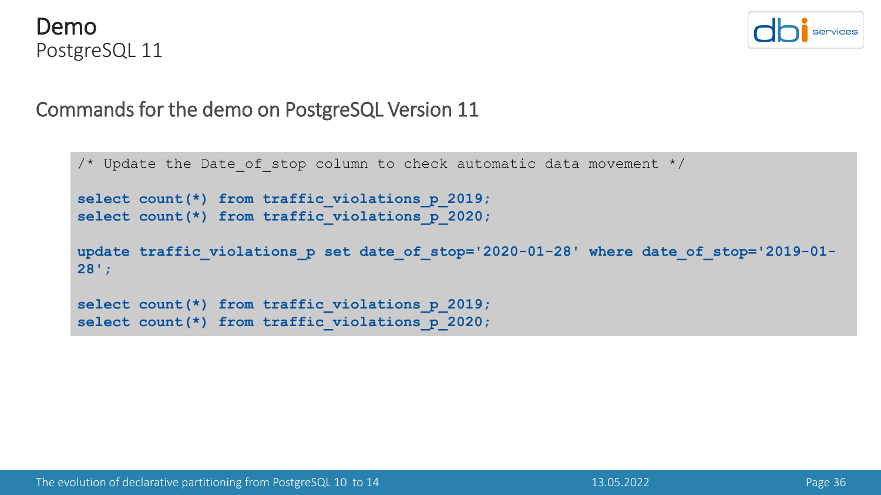# Demo
PostgreSQL 11

## Commands for the demo on PostgreSQL Version 11

```
/* Update the Date_of_stop column to check automatic data movement */

select count(*) from traffic_violations_p_2019;
select count(*) from traffic_violations_p_2020;

update traffic_violations_p set date_of_stop='2020-01-28' where date_of_stop='2019-01-28';

select count(*) from traffic_violations_p_2019;
select count(*) from traffic_violations_p_2020;
```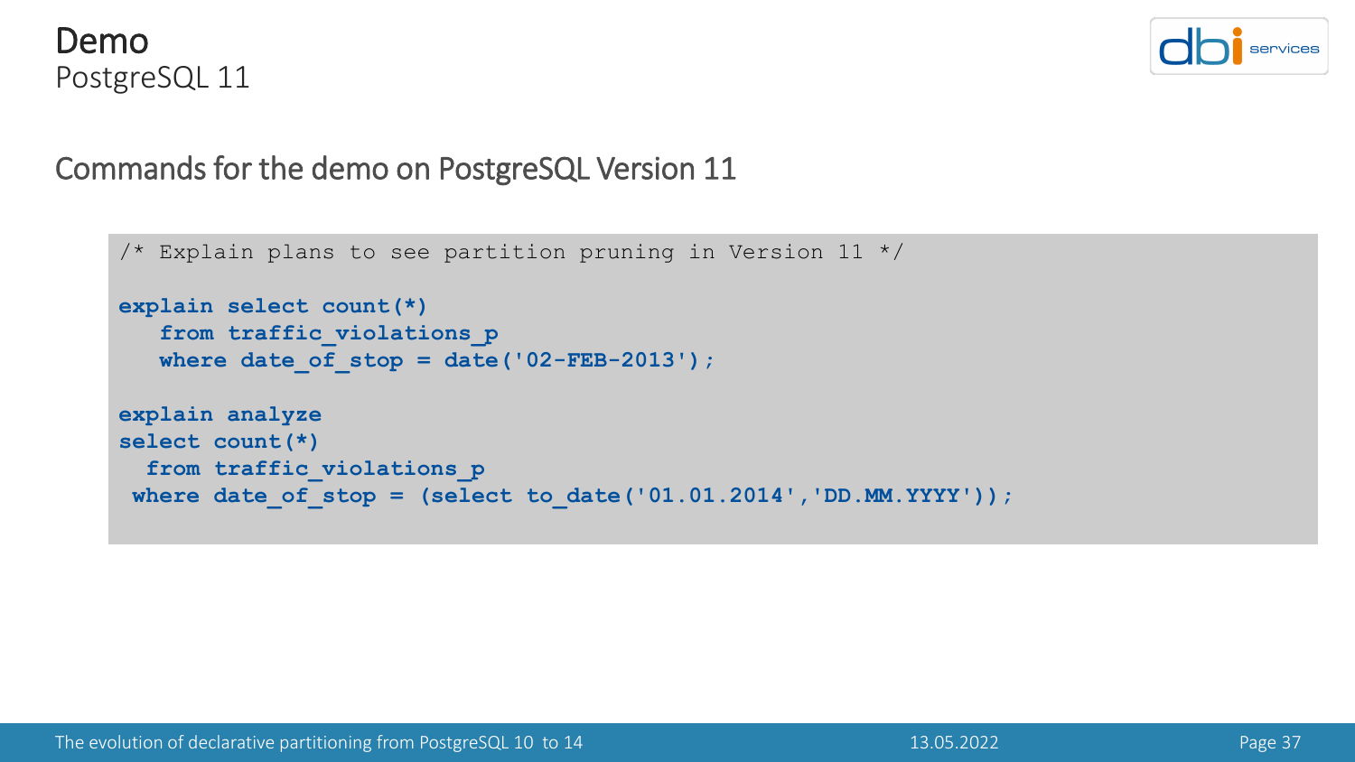# Demo

PostgreSQL 11

## Commands for the demo on PostgreSQL Version 11

```
/* Explain plans to see partition pruning in Version 11 */

explain select count(*)
   from traffic_violations_p
   where date_of_stop = date('02-FEB-2013');

explain analyze
select count(*)
  from traffic_violations_p
 where date_of_stop = (select to_date('01.01.2014','DD.MM.YYYY'));
```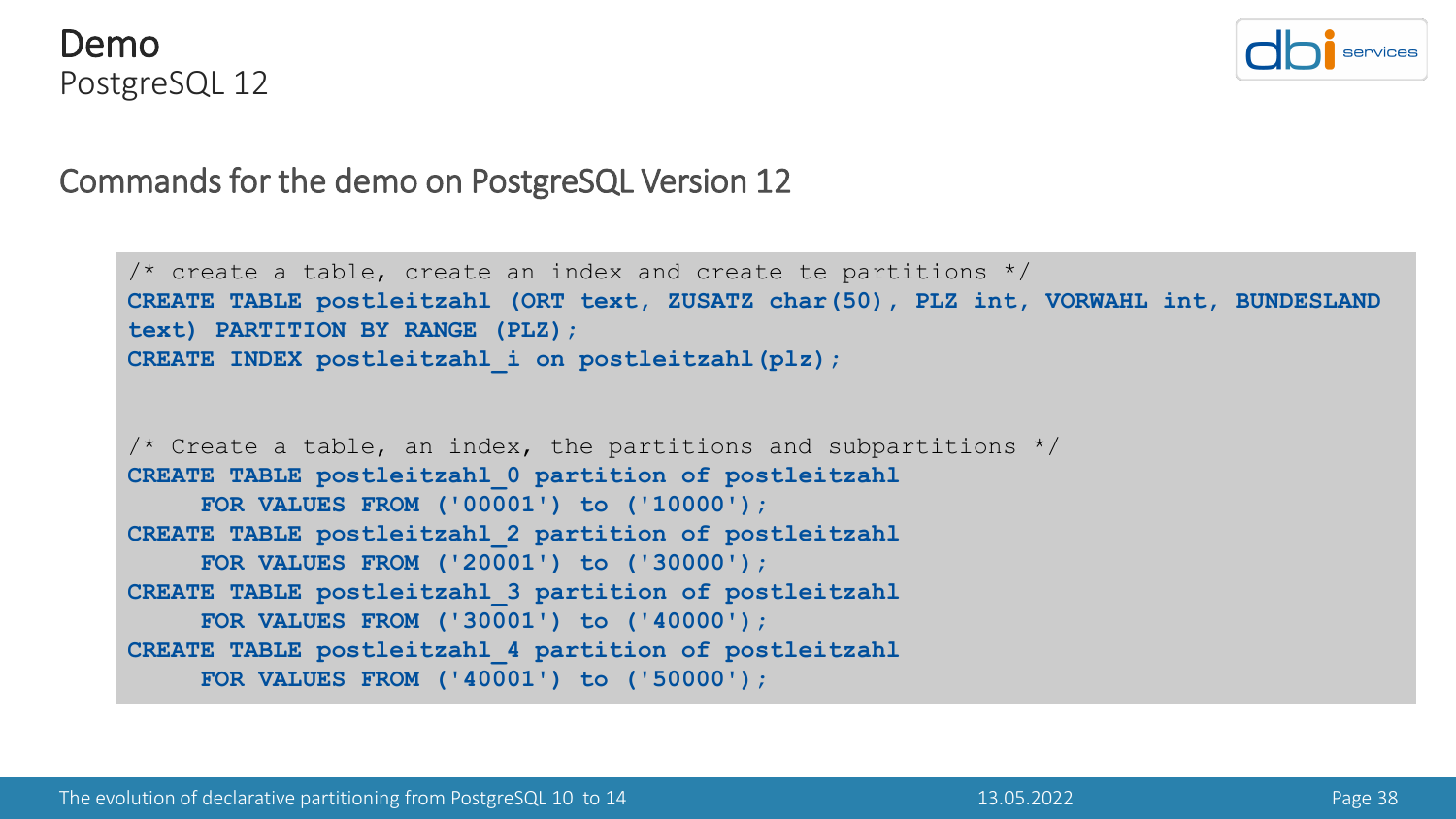# Demo

PostgreSQL 12

## Commands for the demo on PostgreSQL Version 12

```
/* create a table, create an index and create te partitions */
CREATE TABLE postleitzahl (ORT text, ZUSATZ char(50), PLZ int, VORWAHL int, BUNDESLAND
text) PARTITION BY RANGE (PLZ);
CREATE INDEX postleitzahl_i on postleitzahl(plz);


/* Create a table, an index, the partitions and subpartitions */
CREATE TABLE postleitzahl_0 partition of postleitzahl
     FOR VALUES FROM ('00001') to ('10000');
CREATE TABLE postleitzahl_2 partition of postleitzahl
     FOR VALUES FROM ('20001') to ('30000');
CREATE TABLE postleitzahl_3 partition of postleitzahl
     FOR VALUES FROM ('30001') to ('40000');
CREATE TABLE postleitzahl_4 partition of postleitzahl
     FOR VALUES FROM ('40001') to ('50000');
```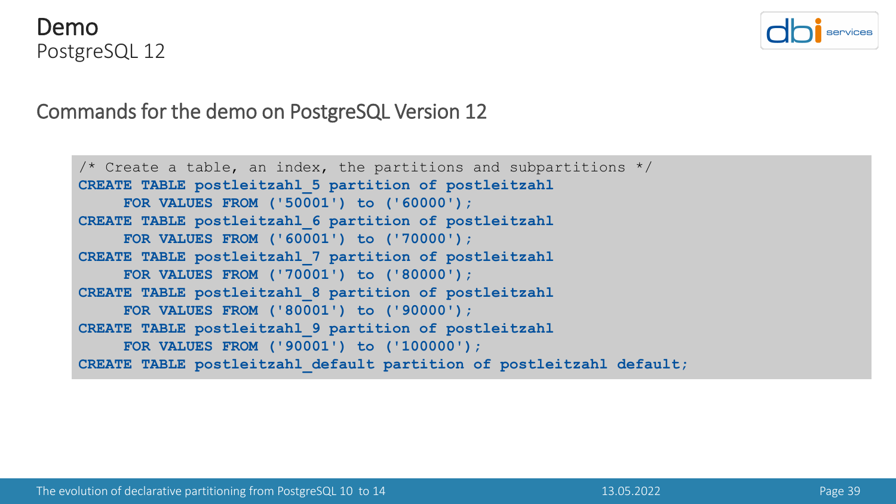# Demo

PostgreSQL 12

## Commands for the demo on PostgreSQL Version 12

```
/* Create a table, an index, the partitions and subpartitions */
CREATE TABLE postleitzahl_5 partition of postleitzahl
     FOR VALUES FROM ('50001') to ('60000');
CREATE TABLE postleitzahl_6 partition of postleitzahl
     FOR VALUES FROM ('60001') to ('70000');
CREATE TABLE postleitzahl_7 partition of postleitzahl
     FOR VALUES FROM ('70001') to ('80000');
CREATE TABLE postleitzahl_8 partition of postleitzahl
     FOR VALUES FROM ('80001') to ('90000');
CREATE TABLE postleitzahl_9 partition of postleitzahl
     FOR VALUES FROM ('90001') to ('100000');
CREATE TABLE postleitzahl_default partition of postleitzahl default;
```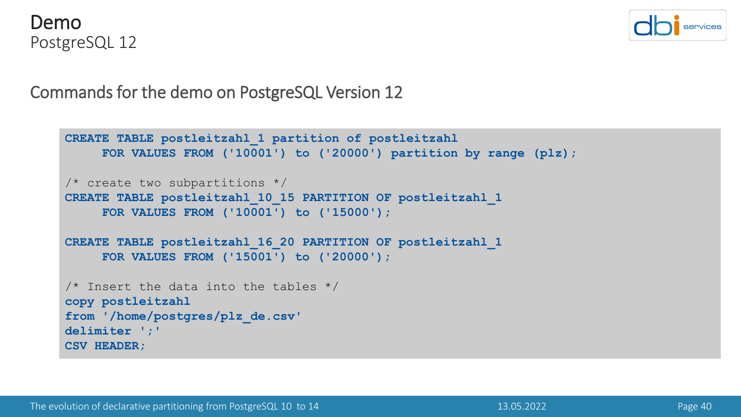# Demo
PostgreSQL 12

## Commands for the demo on PostgreSQL Version 12

```
CREATE TABLE postleitzahl_1 partition of postleitzahl
     FOR VALUES FROM ('10001') to ('20000') partition by range (plz);

/* create two subpartitions */
CREATE TABLE postleitzahl_10_15 PARTITION OF postleitzahl_1
     FOR VALUES FROM ('10001') to ('15000');

CREATE TABLE postleitzahl_16_20 PARTITION OF postleitzahl_1
     FOR VALUES FROM ('15001') to ('20000');

/* Insert the data into the tables */
copy postleitzahl
from '/home/postgres/plz_de.csv'
delimiter ';'
CSV HEADER;
```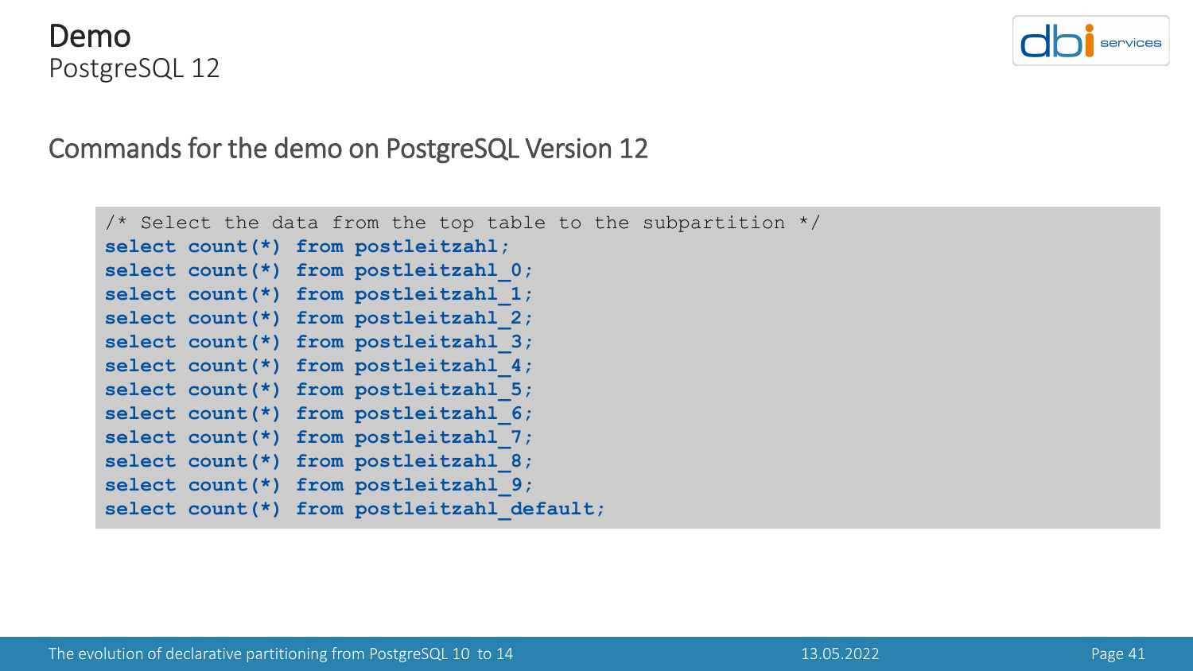# Demo
PostgreSQL 12

## Commands for the demo on PostgreSQL Version 12

```
/* Select the data from the top table to the subpartition */
select count(*) from postleitzahl;
select count(*) from postleitzahl_0;
select count(*) from postleitzahl_1;
select count(*) from postleitzahl_2;
select count(*) from postleitzahl_3;
select count(*) from postleitzahl_4;
select count(*) from postleitzahl_5;
select count(*) from postleitzahl_6;
select count(*) from postleitzahl_7;
select count(*) from postleitzahl_8;
select count(*) from postleitzahl_9;
select count(*) from postleitzahl_default;
```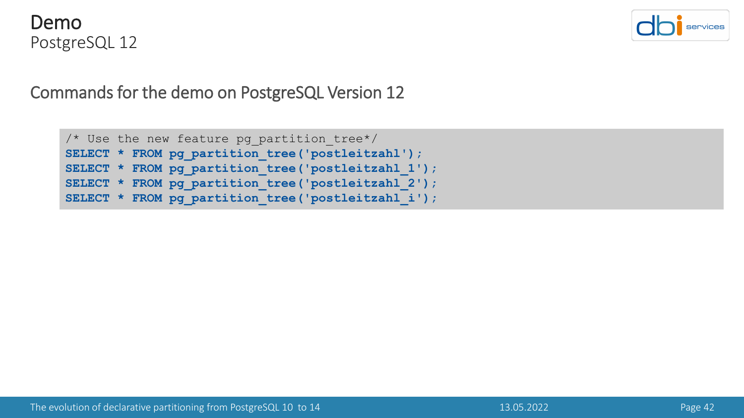# Demo
PostgreSQL 12

## Commands for the demo on PostgreSQL Version 12

```
/* Use the new feature pg_partition_tree*/
SELECT * FROM pg_partition_tree('postleitzahl');
SELECT * FROM pg_partition_tree('postleitzahl_1');
SELECT * FROM pg_partition_tree('postleitzahl_2');
SELECT * FROM pg_partition_tree('postleitzahl_i');
```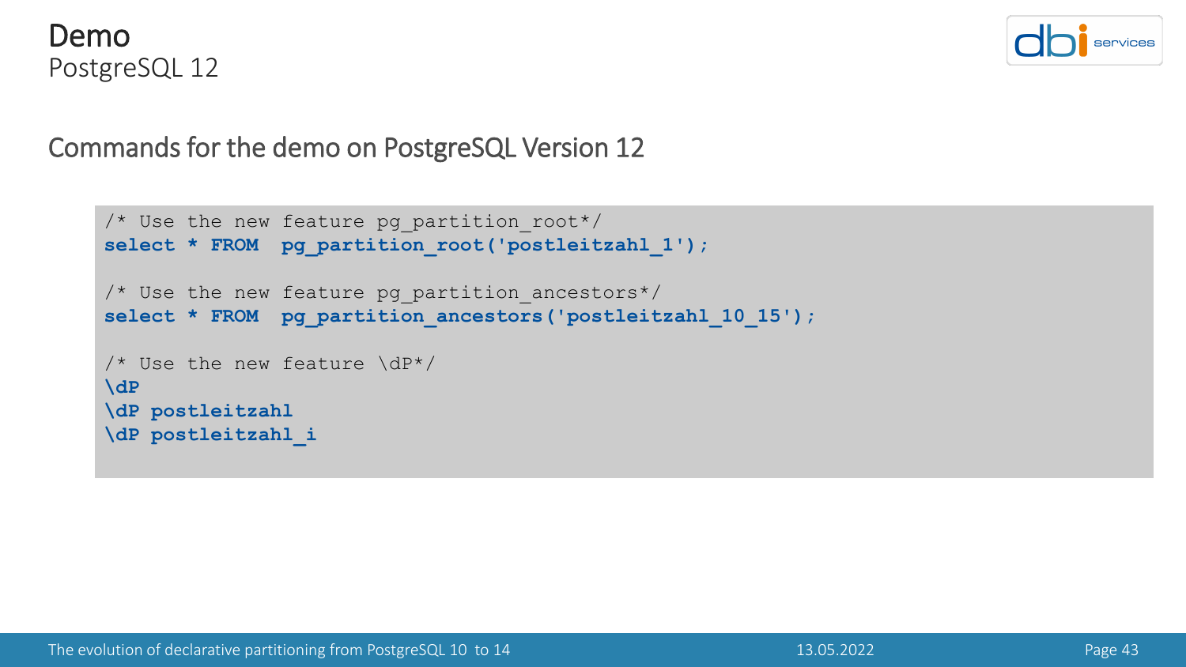# Demo
PostgreSQL 12

## Commands for the demo on PostgreSQL Version 12

```
/* Use the new feature pg_partition_root*/
select * FROM  pg_partition_root('postleitzahl_1');

/* Use the new feature pg_partition_ancestors*/
select * FROM  pg_partition_ancestors('postleitzahl_10_15');

/* Use the new feature \dP*/
\dP
\dP postleitzahl
\dP postleitzahl_i
```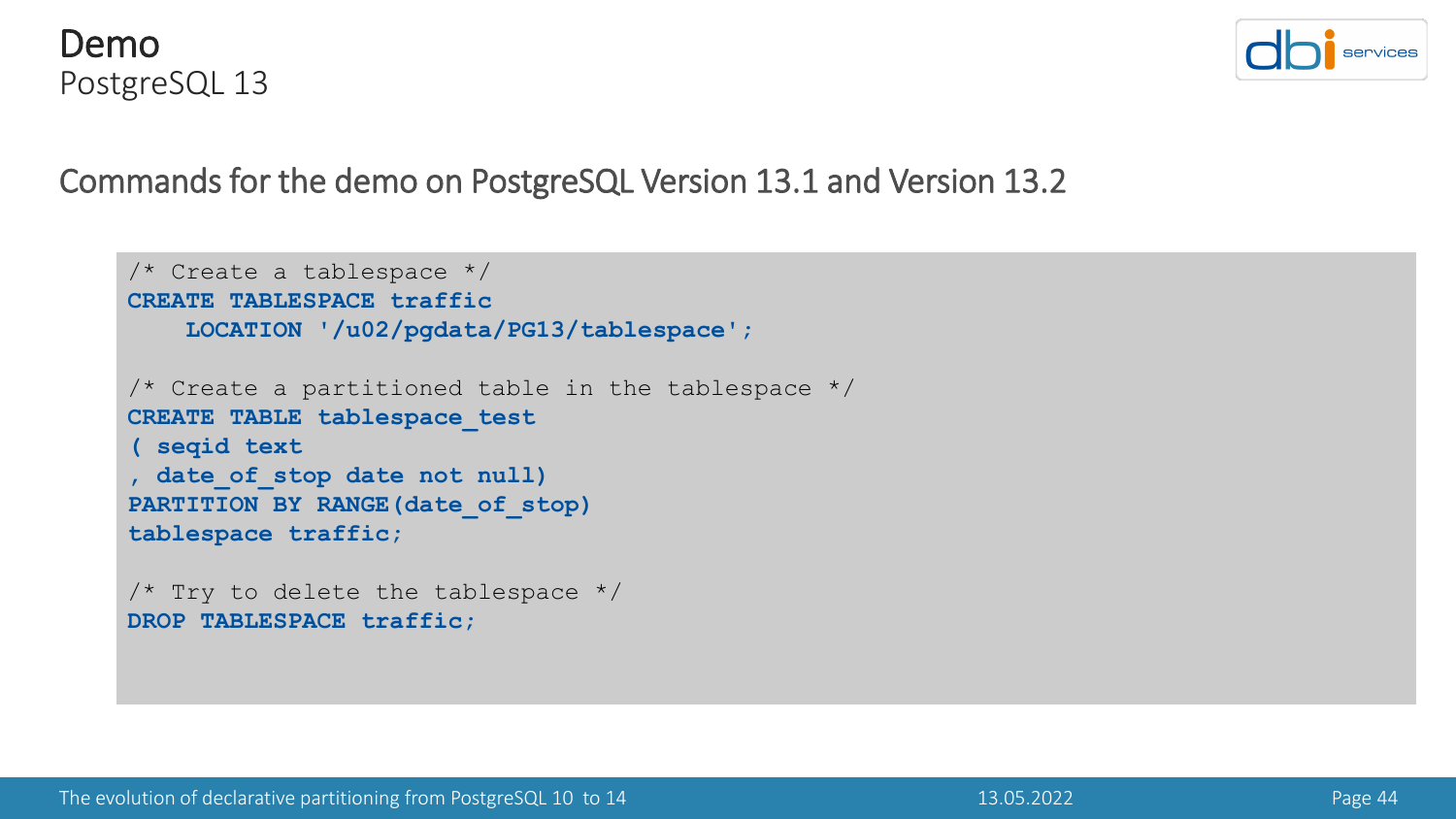# Demo

PostgreSQL 13

## Commands for the demo on PostgreSQL Version 13.1 and Version 13.2

```
/* Create a tablespace */
CREATE TABLESPACE traffic
    LOCATION '/u02/pgdata/PG13/tablespace';

/* Create a partitioned table in the tablespace */
CREATE TABLE tablespace_test
( seqid text
, date_of_stop date not null)
PARTITION BY RANGE(date_of_stop)
tablespace traffic;

/* Try to delete the tablespace */
DROP TABLESPACE traffic;
```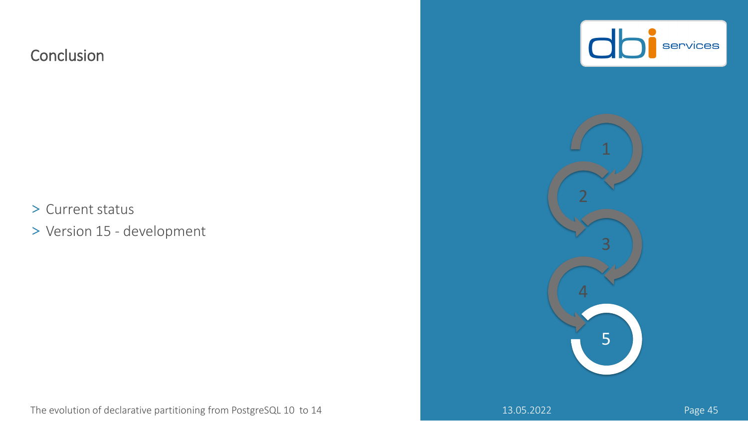# Conclusion

> Current status
> Version 15 - development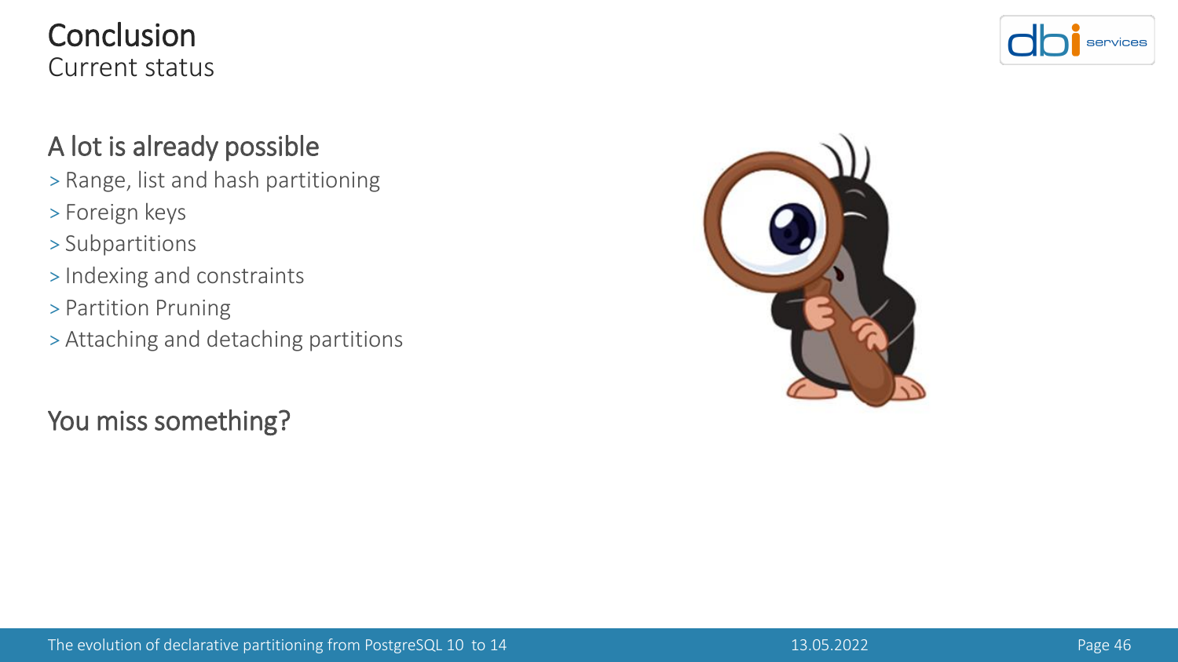# Conclusion
## Current status

### A lot is already possible

- Range, list and hash partitioning
- Foreign keys
- Subpartitions
- Indexing and constraints
- Partition Pruning
- Attaching and detaching partitions

### You miss something?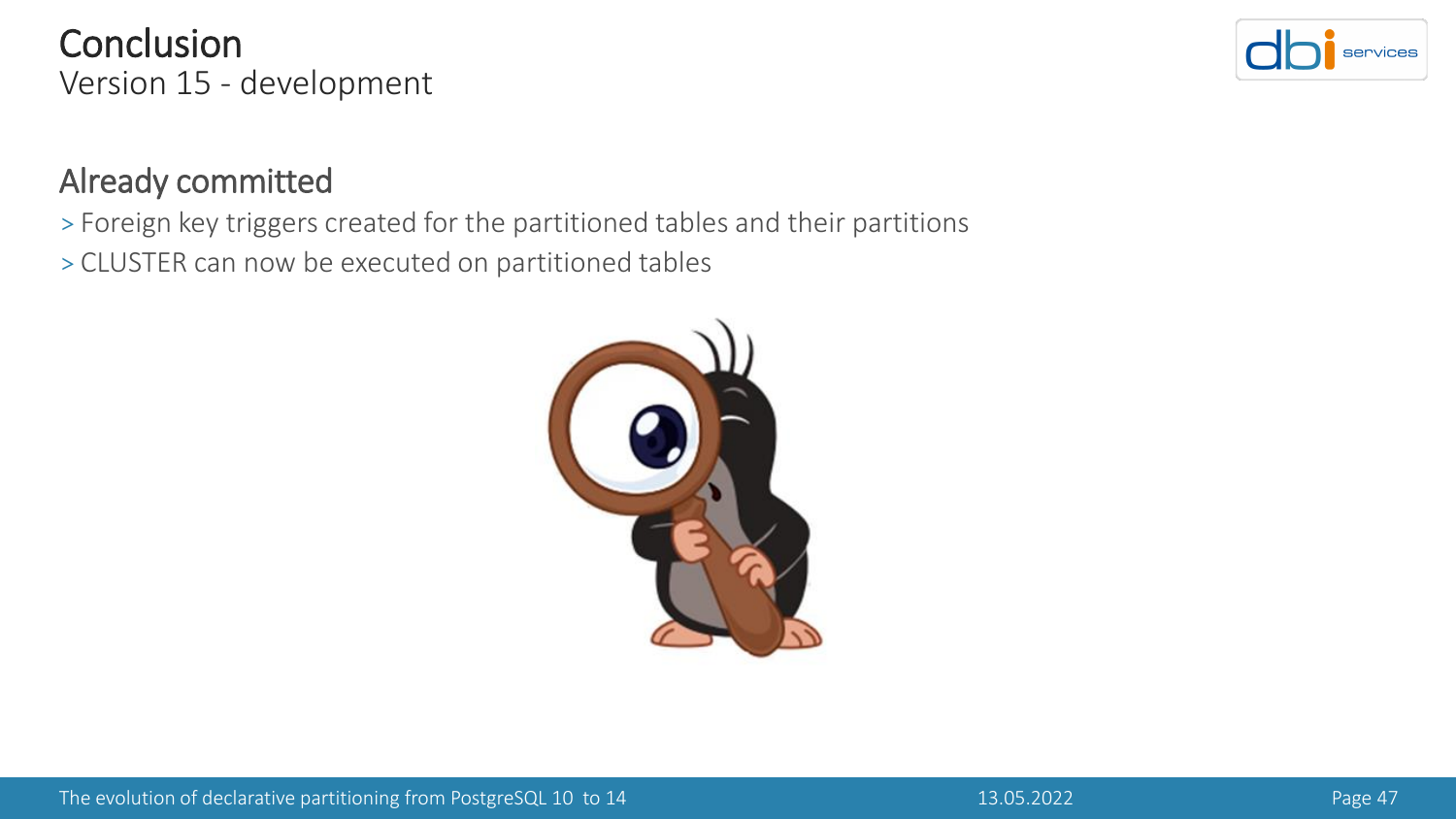# Conclusion

Version 15 - development

## Already committed

- Foreign key triggers created for the partitioned tables and their partitions
- CLUSTER can now be executed on partitioned tables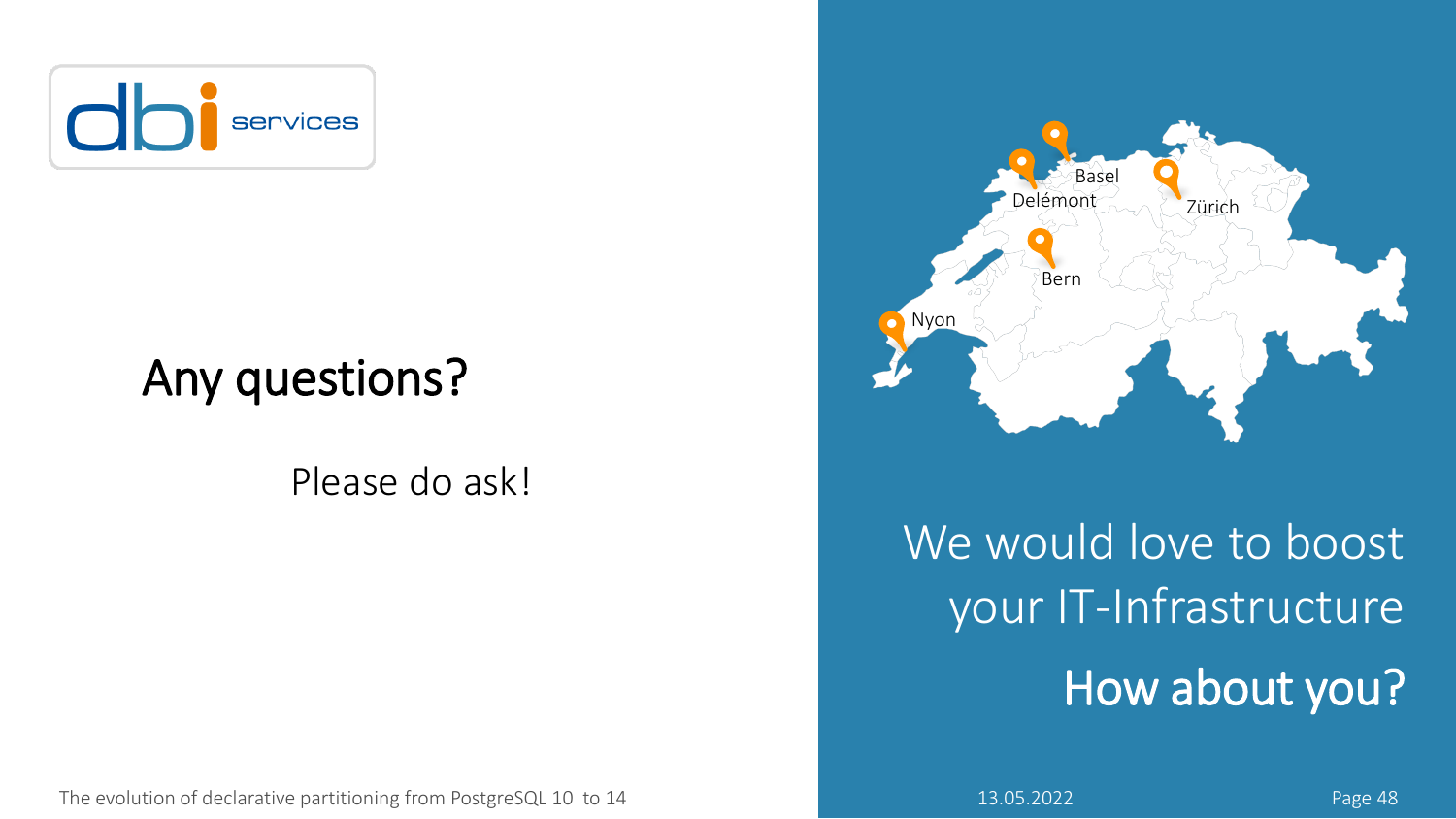dbi services

# Any questions?

Please do ask!

Basel

Delémont

Zürich

Bern

Nyon

We would love to boost your IT-Infrastructure

How about you?